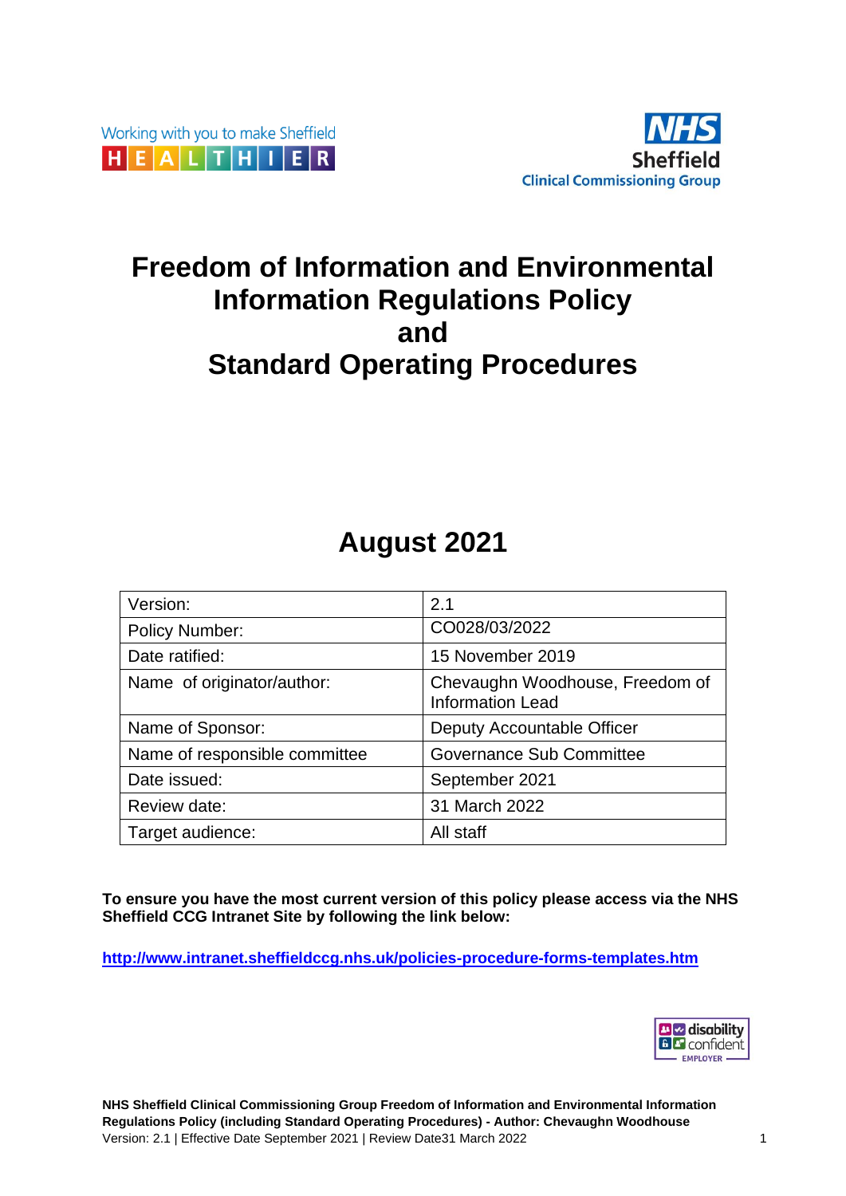Working with you to make Sheffield HEALTHIER

NHS Sheffield Clinical Commissioning Group

# Freedom of Information and Environmental Information Regulations Policy and Standard Operating Procedures

## August 2021

| Version: | 2.1 |
|---|---|
| Policy Number: | CO028/03/2022 |
| Date ratified: | 15 November 2019 |
| Name of originator/author: | Chevaughn Woodhouse, Freedom of Information Lead |
| Name of Sponsor: | Deputy Accountable Officer |
| Name of responsible committee | Governance Sub Committee |
| Date issued: | September 2021 |
| Review date: | 31 March 2022 |
| Target audience: | All staff |

**To ensure you have the most current version of this policy please access via the NHS Sheffield CCG Intranet Site by following the link below:**

**http://www.intranet.sheffieldccg.nhs.uk/policies-procedure-forms-templates.htm**

disability confident EMPLOYER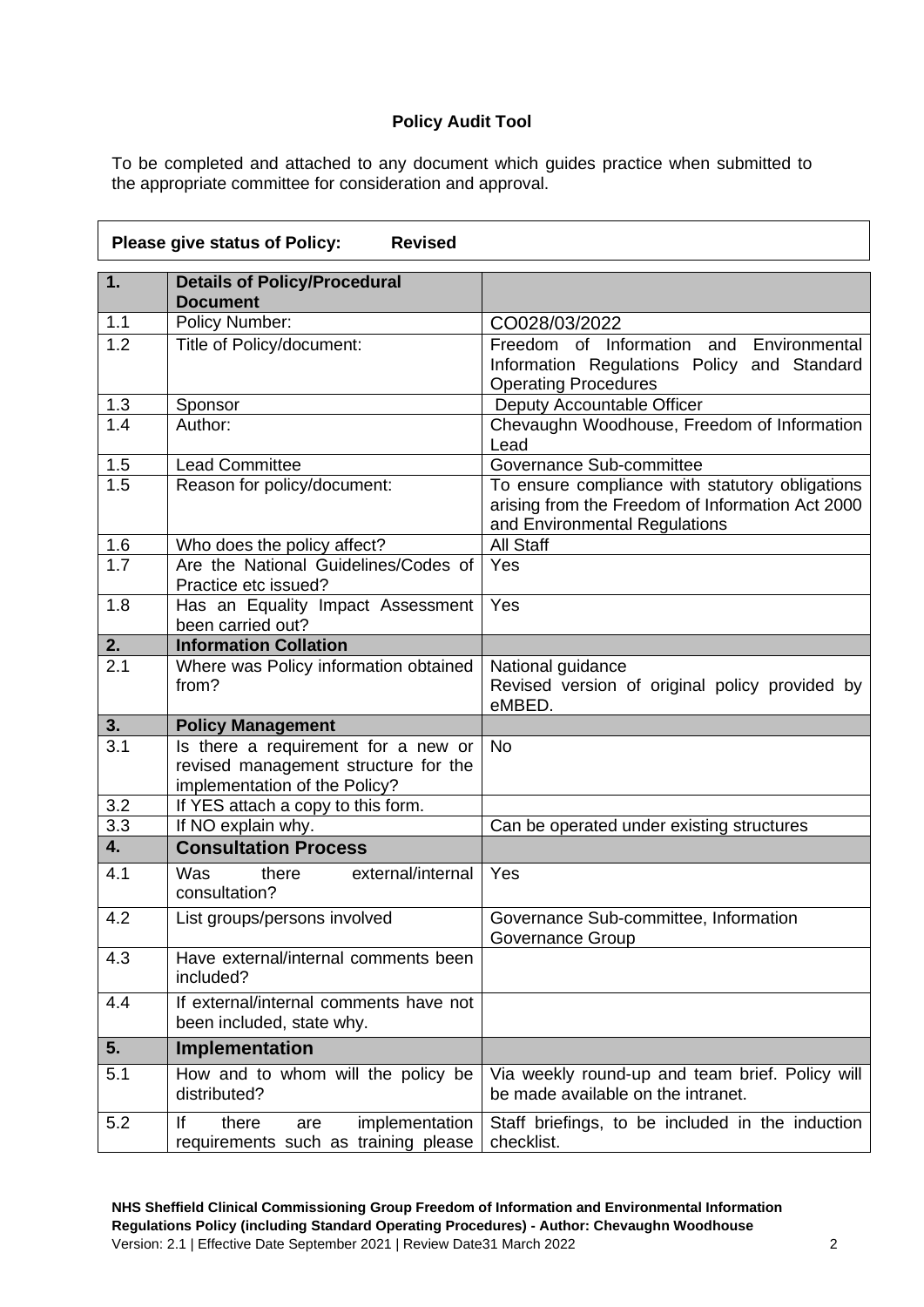**Policy Audit Tool**

To be completed and attached to any document which guides practice when submitted to the appropriate committee for consideration and approval.

| **Please give status of Policy: Revised** |
|---|

| **1.** | **Details of Policy/Procedural Document** | |
|---|---|---|
| 1.1 | Policy Number: | CO028/03/2022 |
| 1.2 | Title of Policy/document: | Freedom of Information and Environmental Information Regulations Policy and Standard Operating Procedures |
| 1.3 | Sponsor | Deputy Accountable Officer |
| 1.4 | Author: | Chevaughn Woodhouse, Freedom of Information Lead |
| 1.5 | Lead Committee | Governance Sub-committee |
| 1.5 | Reason for policy/document: | To ensure compliance with statutory obligations arising from the Freedom of Information Act 2000 and Environmental Regulations |
| 1.6 | Who does the policy affect? | All Staff |
| 1.7 | Are the National Guidelines/Codes of Practice etc issued? | Yes |
| 1.8 | Has an Equality Impact Assessment been carried out? | Yes |
| **2.** | **Information Collation** | |
| 2.1 | Where was Policy information obtained from? | National guidance<br>Revised version of original policy provided by eMBED. |
| **3.** | **Policy Management** | |
| 3.1 | Is there a requirement for a new or revised management structure for the implementation of the Policy? | No |
| 3.2 | If YES attach a copy to this form. | |
| 3.3 | If NO explain why. | Can be operated under existing structures |
| **4.** | **Consultation Process** | |
| 4.1 | Was there external/internal consultation? | Yes |
| 4.2 | List groups/persons involved | Governance Sub-committee, Information Governance Group |
| 4.3 | Have external/internal comments been included? | |
| 4.4 | If external/internal comments have not been included, state why. | |
| **5.** | **Implementation** | |
| 5.1 | How and to whom will the policy be distributed? | Via weekly round-up and team brief. Policy will be made available on the intranet. |
| 5.2 | If there are implementation requirements such as training please | Staff briefings, to be included in the induction checklist. |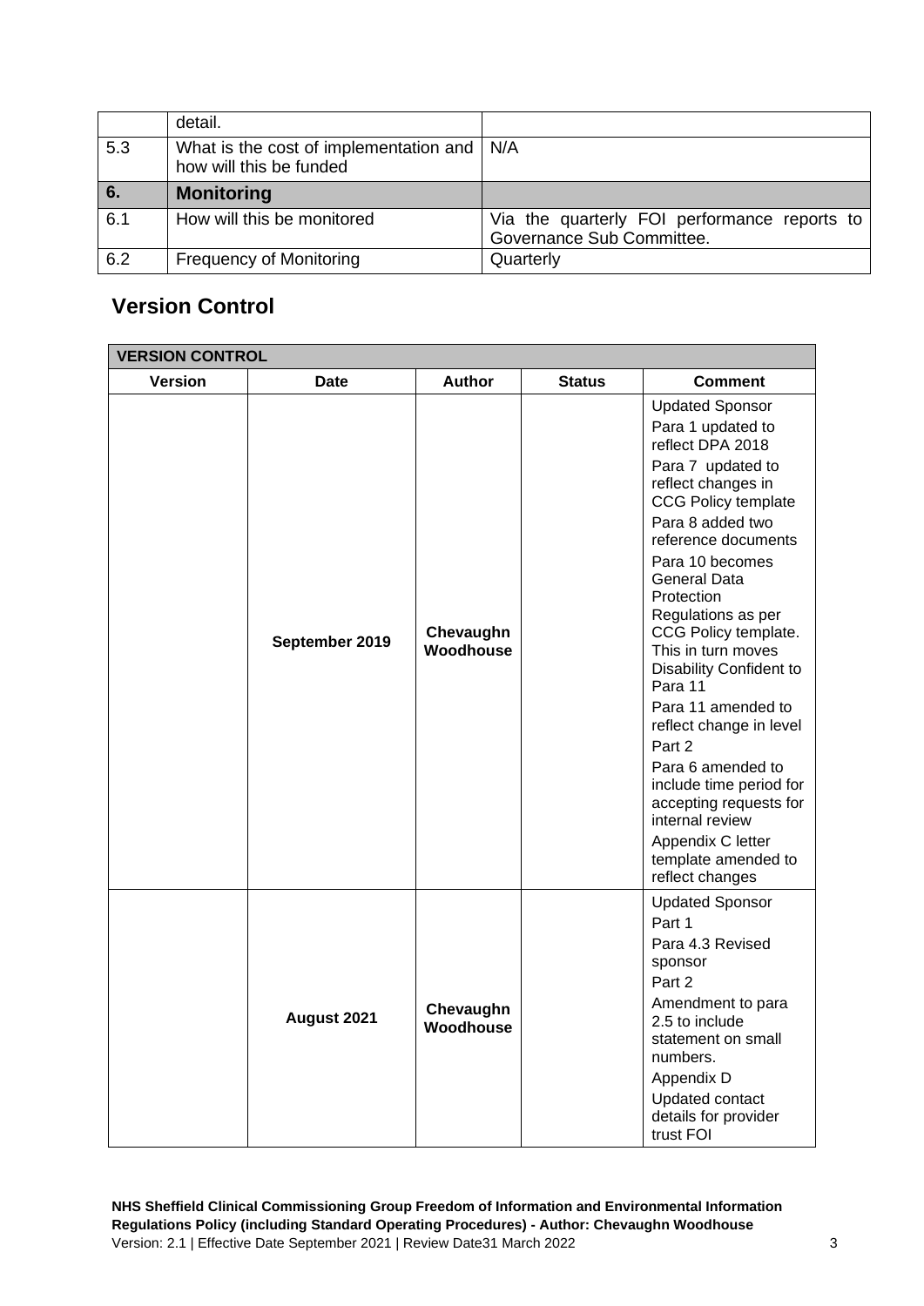| | detail. | |
|---|---|---|
| 5.3 | What is the cost of implementation and how will this be funded | N/A |
| **6.** | **Monitoring** | |
| 6.1 | How will this be monitored | Via the quarterly FOI performance reports to Governance Sub Committee. |
| 6.2 | Frequency of Monitoring | Quarterly |

## Version Control

| VERSION CONTROL | | | | |
|---|---|---|---|---|
| **Version** | **Date** | **Author** | **Status** | **Comment** |
| | **September 2019** | **Chevaughn Woodhouse** | | Updated Sponsor<br>Para 1 updated to reflect DPA 2018<br>Para 7 updated to reflect changes in CCG Policy template<br>Para 8 added two reference documents<br>Para 10 becomes General Data Protection Regulations as per CCG Policy template. This in turn moves Disability Confident to Para 11<br>Para 11 amended to reflect change in level<br>Part 2<br>Para 6 amended to include time period for accepting requests for internal review<br>Appendix C letter template amended to reflect changes |
| | **August 2021** | **Chevaughn Woodhouse** | | Updated Sponsor<br>Part 1<br>Para 4.3 Revised sponsor<br>Part 2<br>Amendment to para 2.5 to include statement on small numbers.<br>Appendix D<br>Updated contact details for provider trust FOI |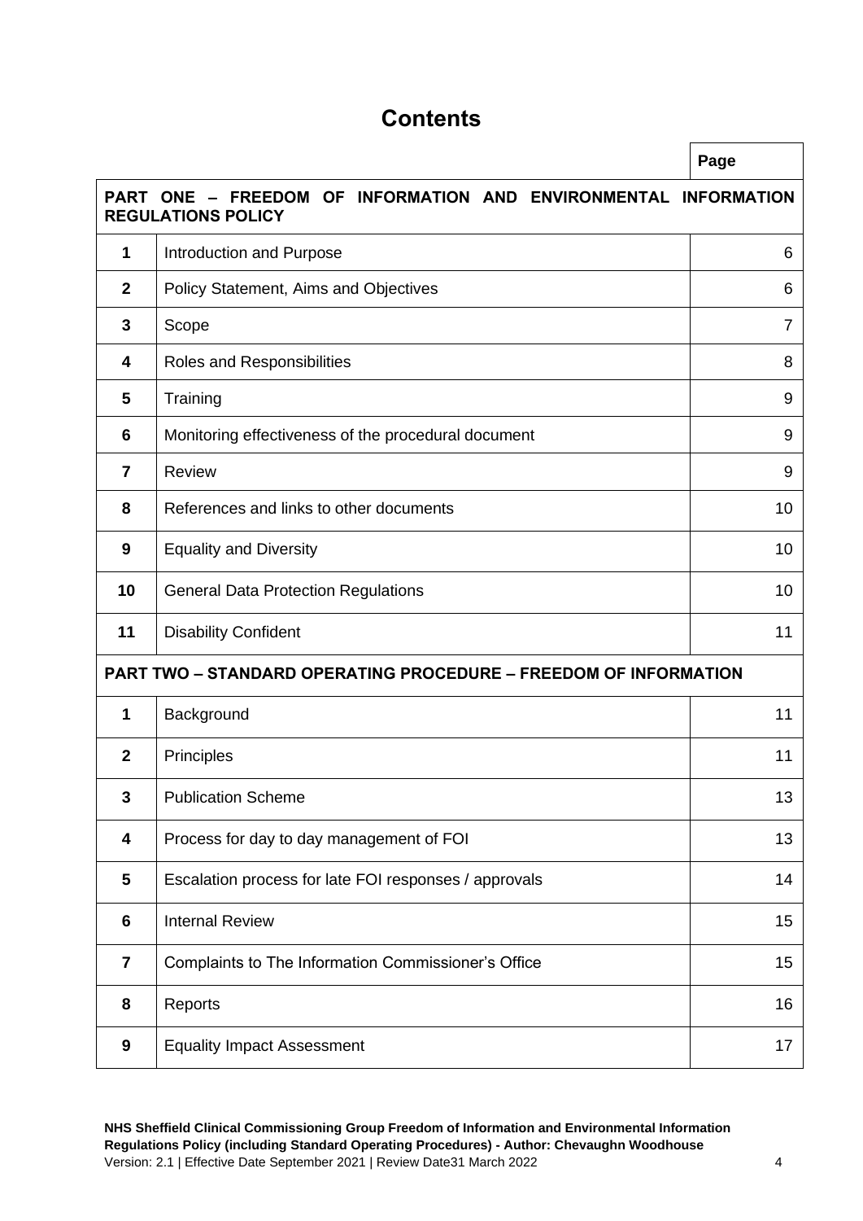# Contents

| | | Page |
|---|---|---|
| **PART ONE – FREEDOM OF INFORMATION AND ENVIRONMENTAL INFORMATION REGULATIONS POLICY** | | |
| **1** | Introduction and Purpose | 6 |
| **2** | Policy Statement, Aims and Objectives | 6 |
| **3** | Scope | 7 |
| **4** | Roles and Responsibilities | 8 |
| **5** | Training | 9 |
| **6** | Monitoring effectiveness of the procedural document | 9 |
| **7** | Review | 9 |
| **8** | References and links to other documents | 10 |
| **9** | Equality and Diversity | 10 |
| **10** | General Data Protection Regulations | 10 |
| **11** | Disability Confident | 11 |
| **PART TWO – STANDARD OPERATING PROCEDURE – FREEDOM OF INFORMATION** | | |
| **1** | Background | 11 |
| **2** | Principles | 11 |
| **3** | Publication Scheme | 13 |
| **4** | Process for day to day management of FOI | 13 |
| **5** | Escalation process for late FOI responses / approvals | 14 |
| **6** | Internal Review | 15 |
| **7** | Complaints to The Information Commissioner's Office | 15 |
| **8** | Reports | 16 |
| **9** | Equality Impact Assessment | 17 |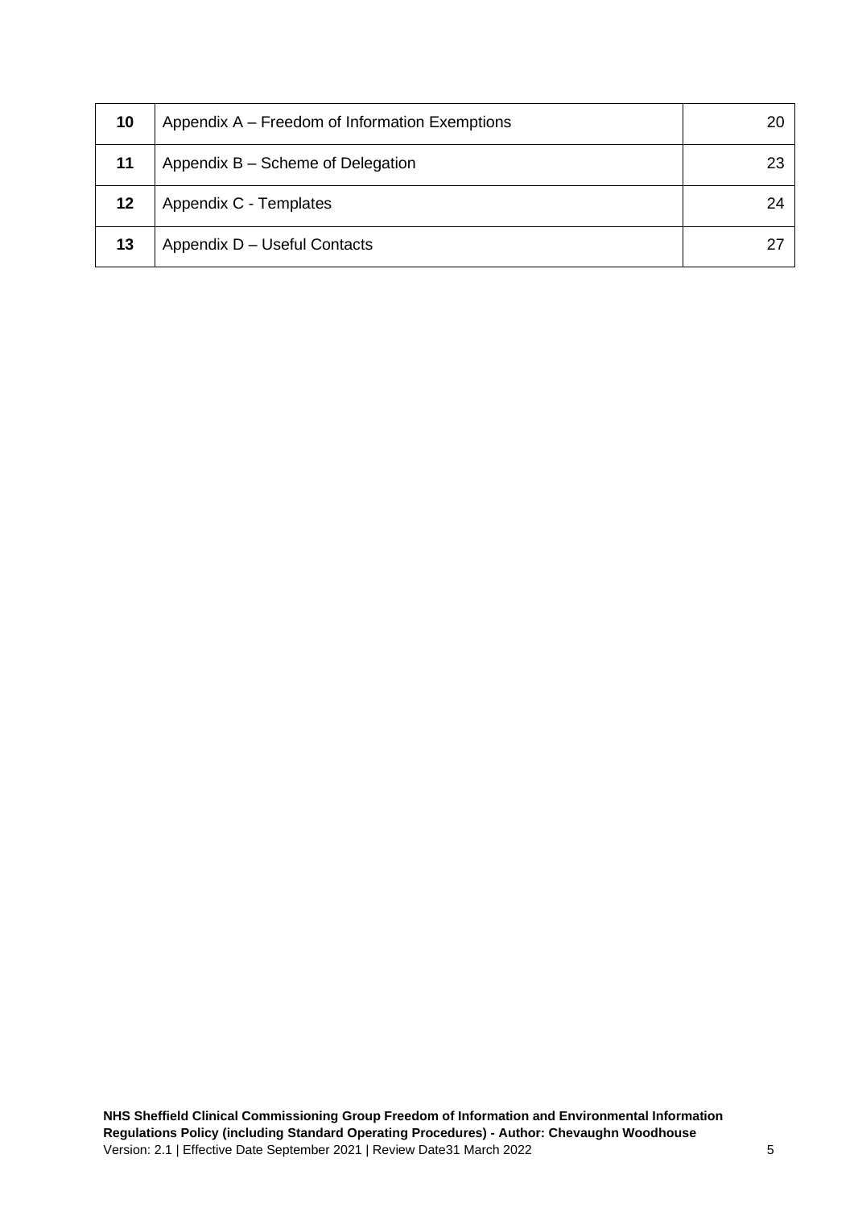| 10 | Appendix A – Freedom of Information Exemptions | 20 |
|---|---|---|
| 11 | Appendix B – Scheme of Delegation | 23 |
| 12 | Appendix C - Templates | 24 |
| 13 | Appendix D – Useful Contacts | 27 |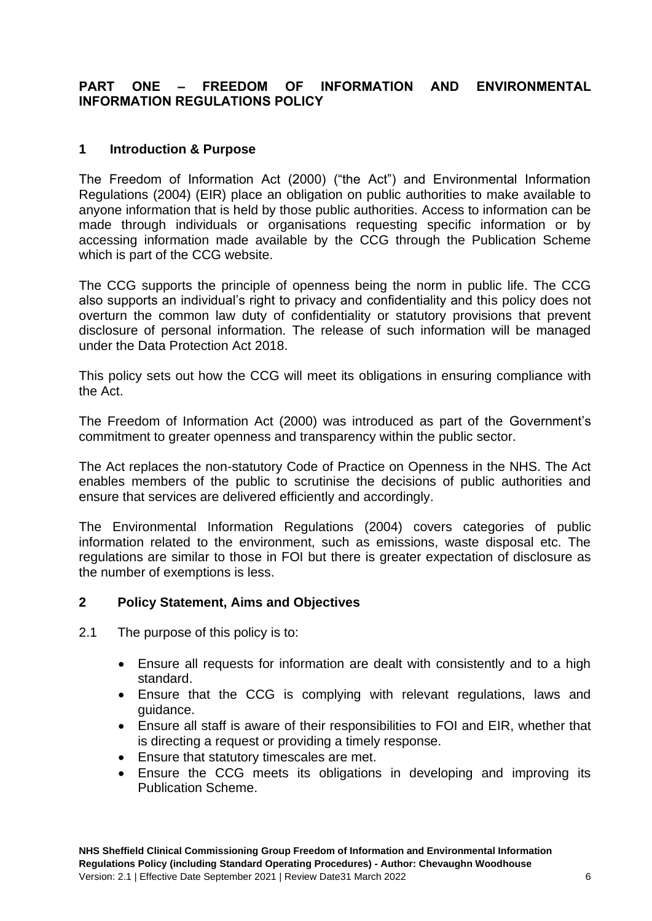## PART ONE – FREEDOM OF INFORMATION AND ENVIRONMENTAL INFORMATION REGULATIONS POLICY

### 1 Introduction & Purpose

The Freedom of Information Act (2000) ("the Act") and Environmental Information Regulations (2004) (EIR) place an obligation on public authorities to make available to anyone information that is held by those public authorities. Access to information can be made through individuals or organisations requesting specific information or by accessing information made available by the CCG through the Publication Scheme which is part of the CCG website.

The CCG supports the principle of openness being the norm in public life. The CCG also supports an individual's right to privacy and confidentiality and this policy does not overturn the common law duty of confidentiality or statutory provisions that prevent disclosure of personal information. The release of such information will be managed under the Data Protection Act 2018.

This policy sets out how the CCG will meet its obligations in ensuring compliance with the Act.

The Freedom of Information Act (2000) was introduced as part of the Government's commitment to greater openness and transparency within the public sector.

The Act replaces the non-statutory Code of Practice on Openness in the NHS. The Act enables members of the public to scrutinise the decisions of public authorities and ensure that services are delivered efficiently and accordingly.

The Environmental Information Regulations (2004) covers categories of public information related to the environment, such as emissions, waste disposal etc. The regulations are similar to those in FOI but there is greater expectation of disclosure as the number of exemptions is less.

### 2 Policy Statement, Aims and Objectives

2.1 The purpose of this policy is to:

- Ensure all requests for information are dealt with consistently and to a high standard.
- Ensure that the CCG is complying with relevant regulations, laws and guidance.
- Ensure all staff is aware of their responsibilities to FOI and EIR, whether that is directing a request or providing a timely response.
- Ensure that statutory timescales are met.
- Ensure the CCG meets its obligations in developing and improving its Publication Scheme.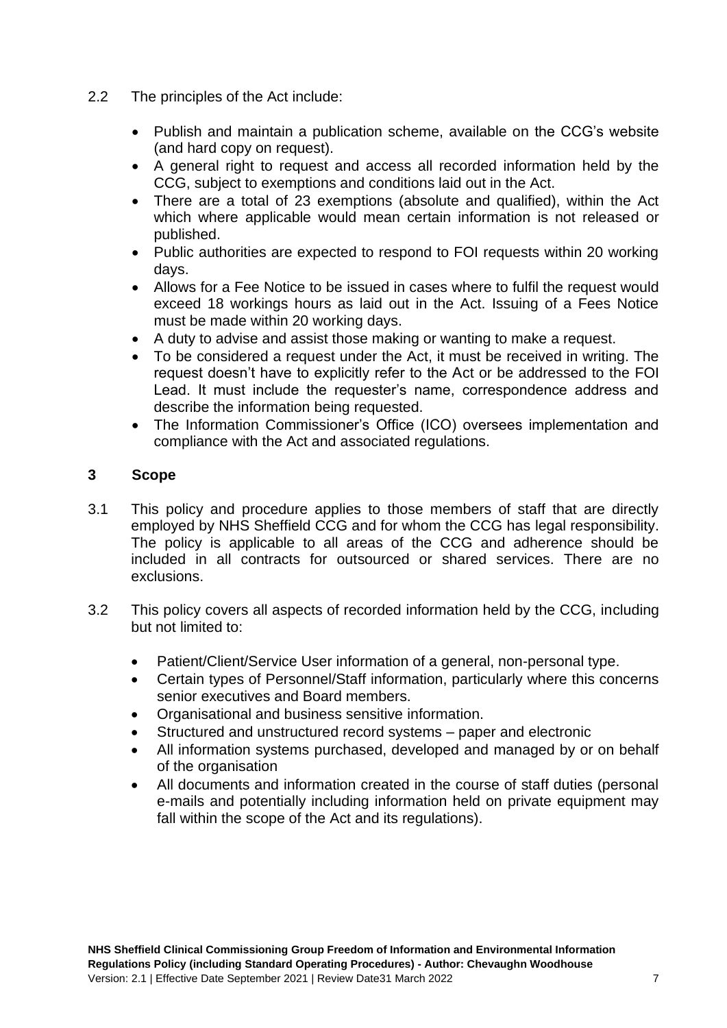2.2 The principles of the Act include:

- Publish and maintain a publication scheme, available on the CCG's website (and hard copy on request).
- A general right to request and access all recorded information held by the CCG, subject to exemptions and conditions laid out in the Act.
- There are a total of 23 exemptions (absolute and qualified), within the Act which where applicable would mean certain information is not released or published.
- Public authorities are expected to respond to FOI requests within 20 working days.
- Allows for a Fee Notice to be issued in cases where to fulfil the request would exceed 18 workings hours as laid out in the Act. Issuing of a Fees Notice must be made within 20 working days.
- A duty to advise and assist those making or wanting to make a request.
- To be considered a request under the Act, it must be received in writing. The request doesn't have to explicitly refer to the Act or be addressed to the FOI Lead. It must include the requester's name, correspondence address and describe the information being requested.
- The Information Commissioner's Office (ICO) oversees implementation and compliance with the Act and associated regulations.

## 3 Scope

3.1 This policy and procedure applies to those members of staff that are directly employed by NHS Sheffield CCG and for whom the CCG has legal responsibility. The policy is applicable to all areas of the CCG and adherence should be included in all contracts for outsourced or shared services. There are no exclusions.

3.2 This policy covers all aspects of recorded information held by the CCG, including but not limited to:

- Patient/Client/Service User information of a general, non-personal type.
- Certain types of Personnel/Staff information, particularly where this concerns senior executives and Board members.
- Organisational and business sensitive information.
- Structured and unstructured record systems – paper and electronic
- All information systems purchased, developed and managed by or on behalf of the organisation
- All documents and information created in the course of staff duties (personal e-mails and potentially including information held on private equipment may fall within the scope of the Act and its regulations).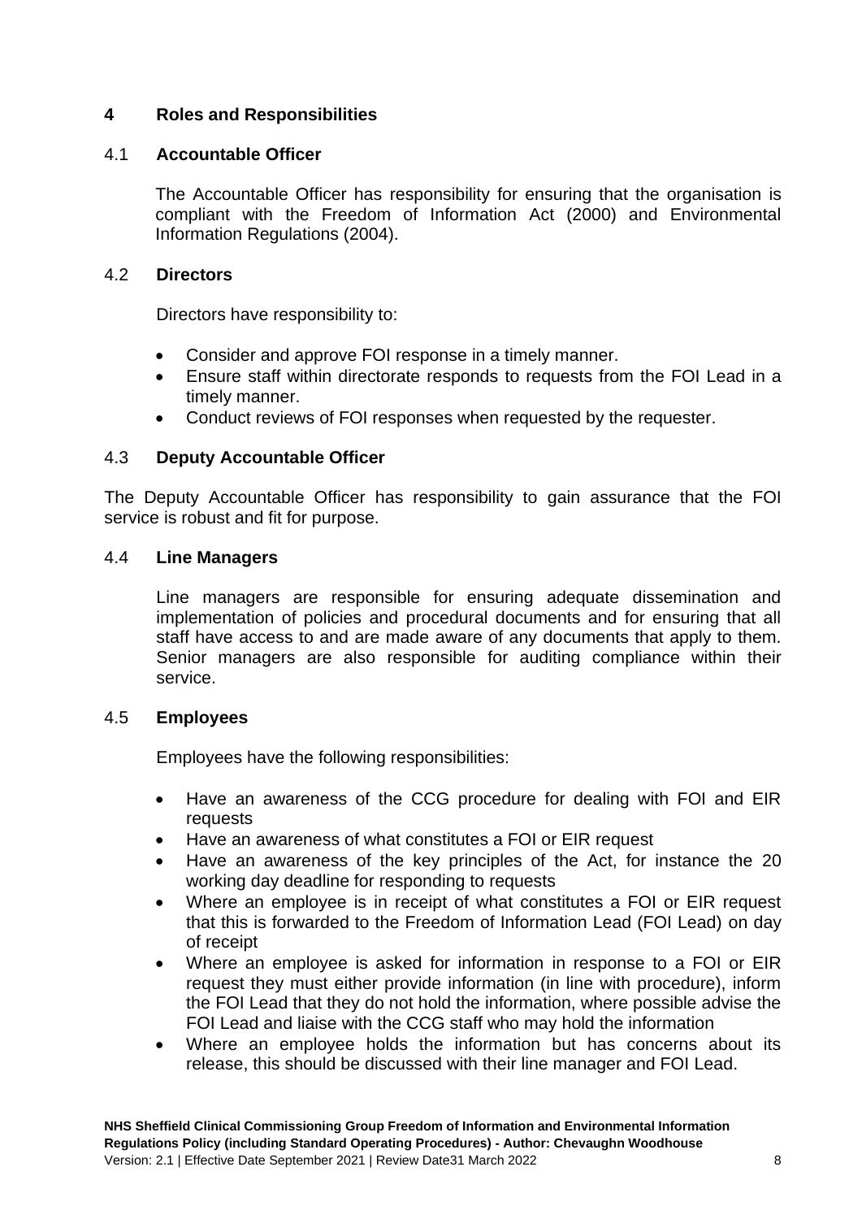## 4 Roles and Responsibilities

### 4.1 Accountable Officer

The Accountable Officer has responsibility for ensuring that the organisation is compliant with the Freedom of Information Act (2000) and Environmental Information Regulations (2004).

### 4.2 Directors

Directors have responsibility to:

- Consider and approve FOI response in a timely manner.
- Ensure staff within directorate responds to requests from the FOI Lead in a timely manner.
- Conduct reviews of FOI responses when requested by the requester.

### 4.3 Deputy Accountable Officer

The Deputy Accountable Officer has responsibility to gain assurance that the FOI service is robust and fit for purpose.

### 4.4 Line Managers

Line managers are responsible for ensuring adequate dissemination and implementation of policies and procedural documents and for ensuring that all staff have access to and are made aware of any documents that apply to them. Senior managers are also responsible for auditing compliance within their service.

### 4.5 Employees

Employees have the following responsibilities:

- Have an awareness of the CCG procedure for dealing with FOI and EIR requests
- Have an awareness of what constitutes a FOI or EIR request
- Have an awareness of the key principles of the Act, for instance the 20 working day deadline for responding to requests
- Where an employee is in receipt of what constitutes a FOI or EIR request that this is forwarded to the Freedom of Information Lead (FOI Lead) on day of receipt
- Where an employee is asked for information in response to a FOI or EIR request they must either provide information (in line with procedure), inform the FOI Lead that they do not hold the information, where possible advise the FOI Lead and liaise with the CCG staff who may hold the information
- Where an employee holds the information but has concerns about its release, this should be discussed with their line manager and FOI Lead.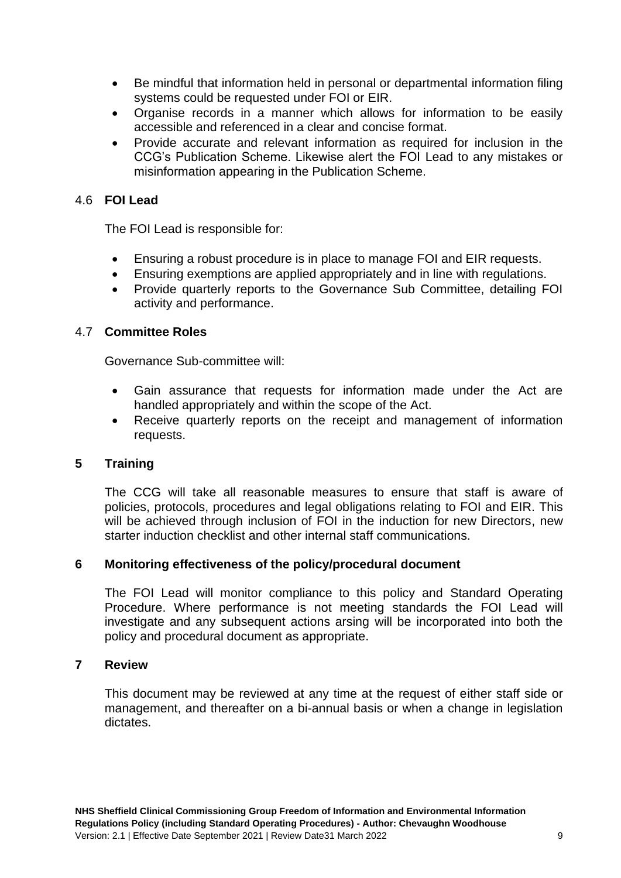- Be mindful that information held in personal or departmental information filing systems could be requested under FOI or EIR.
- Organise records in a manner which allows for information to be easily accessible and referenced in a clear and concise format.
- Provide accurate and relevant information as required for inclusion in the CCG's Publication Scheme. Likewise alert the FOI Lead to any mistakes or misinformation appearing in the Publication Scheme.

### 4.6 FOI Lead

The FOI Lead is responsible for:

- Ensuring a robust procedure is in place to manage FOI and EIR requests.
- Ensuring exemptions are applied appropriately and in line with regulations.
- Provide quarterly reports to the Governance Sub Committee, detailing FOI activity and performance.

### 4.7 Committee Roles

Governance Sub-committee will:

- Gain assurance that requests for information made under the Act are handled appropriately and within the scope of the Act.
- Receive quarterly reports on the receipt and management of information requests.

## 5 Training

The CCG will take all reasonable measures to ensure that staff is aware of policies, protocols, procedures and legal obligations relating to FOI and EIR. This will be achieved through inclusion of FOI in the induction for new Directors, new starter induction checklist and other internal staff communications.

## 6 Monitoring effectiveness of the policy/procedural document

The FOI Lead will monitor compliance to this policy and Standard Operating Procedure. Where performance is not meeting standards the FOI Lead will investigate and any subsequent actions arsing will be incorporated into both the policy and procedural document as appropriate.

## 7 Review

This document may be reviewed at any time at the request of either staff side or management, and thereafter on a bi-annual basis or when a change in legislation dictates.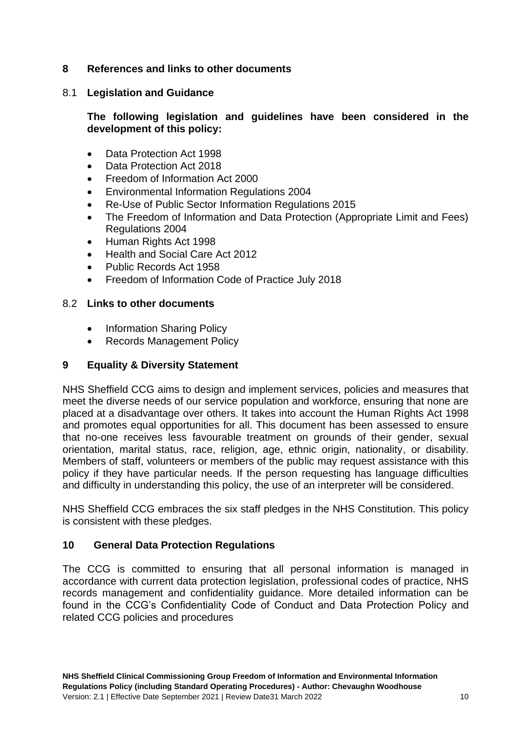## 8 References and links to other documents

### 8.1 Legislation and Guidance

**The following legislation and guidelines have been considered in the development of this policy:**

- Data Protection Act 1998
- Data Protection Act 2018
- Freedom of Information Act 2000
- Environmental Information Regulations 2004
- Re-Use of Public Sector Information Regulations 2015
- The Freedom of Information and Data Protection (Appropriate Limit and Fees) Regulations 2004
- Human Rights Act 1998
- Health and Social Care Act 2012
- Public Records Act 1958
- Freedom of Information Code of Practice July 2018

### 8.2 Links to other documents

- Information Sharing Policy
- Records Management Policy

## 9 Equality & Diversity Statement

NHS Sheffield CCG aims to design and implement services, policies and measures that meet the diverse needs of our service population and workforce, ensuring that none are placed at a disadvantage over others. It takes into account the Human Rights Act 1998 and promotes equal opportunities for all. This document has been assessed to ensure that no-one receives less favourable treatment on grounds of their gender, sexual orientation, marital status, race, religion, age, ethnic origin, nationality, or disability. Members of staff, volunteers or members of the public may request assistance with this policy if they have particular needs. If the person requesting has language difficulties and difficulty in understanding this policy, the use of an interpreter will be considered.

NHS Sheffield CCG embraces the six staff pledges in the NHS Constitution. This policy is consistent with these pledges.

## 10 General Data Protection Regulations

The CCG is committed to ensuring that all personal information is managed in accordance with current data protection legislation, professional codes of practice, NHS records management and confidentiality guidance. More detailed information can be found in the CCG's Confidentiality Code of Conduct and Data Protection Policy and related CCG policies and procedures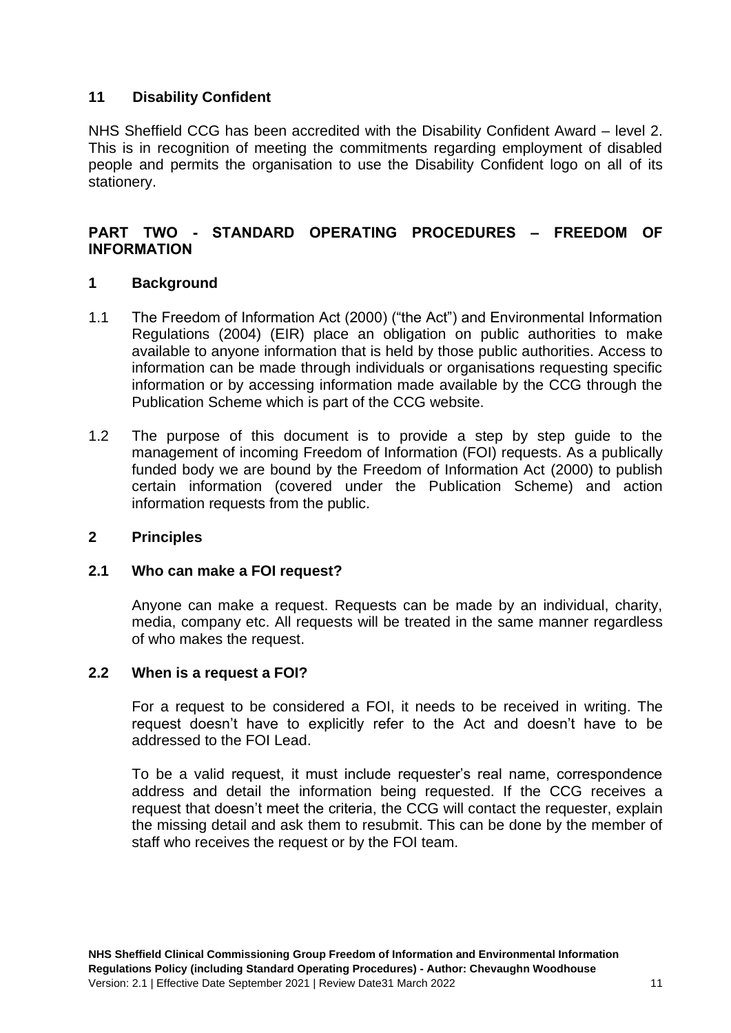## 11 Disability Confident

NHS Sheffield CCG has been accredited with the Disability Confident Award – level 2. This is in recognition of meeting the commitments regarding employment of disabled people and permits the organisation to use the Disability Confident logo on all of its stationery.

# PART TWO - STANDARD OPERATING PROCEDURES – FREEDOM OF INFORMATION

## 1 Background

1.1 The Freedom of Information Act (2000) ("the Act") and Environmental Information Regulations (2004) (EIR) place an obligation on public authorities to make available to anyone information that is held by those public authorities. Access to information can be made through individuals or organisations requesting specific information or by accessing information made available by the CCG through the Publication Scheme which is part of the CCG website.

1.2 The purpose of this document is to provide a step by step guide to the management of incoming Freedom of Information (FOI) requests. As a publically funded body we are bound by the Freedom of Information Act (2000) to publish certain information (covered under the Publication Scheme) and action information requests from the public.

## 2 Principles

### 2.1 Who can make a FOI request?

Anyone can make a request. Requests can be made by an individual, charity, media, company etc. All requests will be treated in the same manner regardless of who makes the request.

### 2.2 When is a request a FOI?

For a request to be considered a FOI, it needs to be received in writing. The request doesn't have to explicitly refer to the Act and doesn't have to be addressed to the FOI Lead.

To be a valid request, it must include requester's real name, correspondence address and detail the information being requested. If the CCG receives a request that doesn't meet the criteria, the CCG will contact the requester, explain the missing detail and ask them to resubmit. This can be done by the member of staff who receives the request or by the FOI team.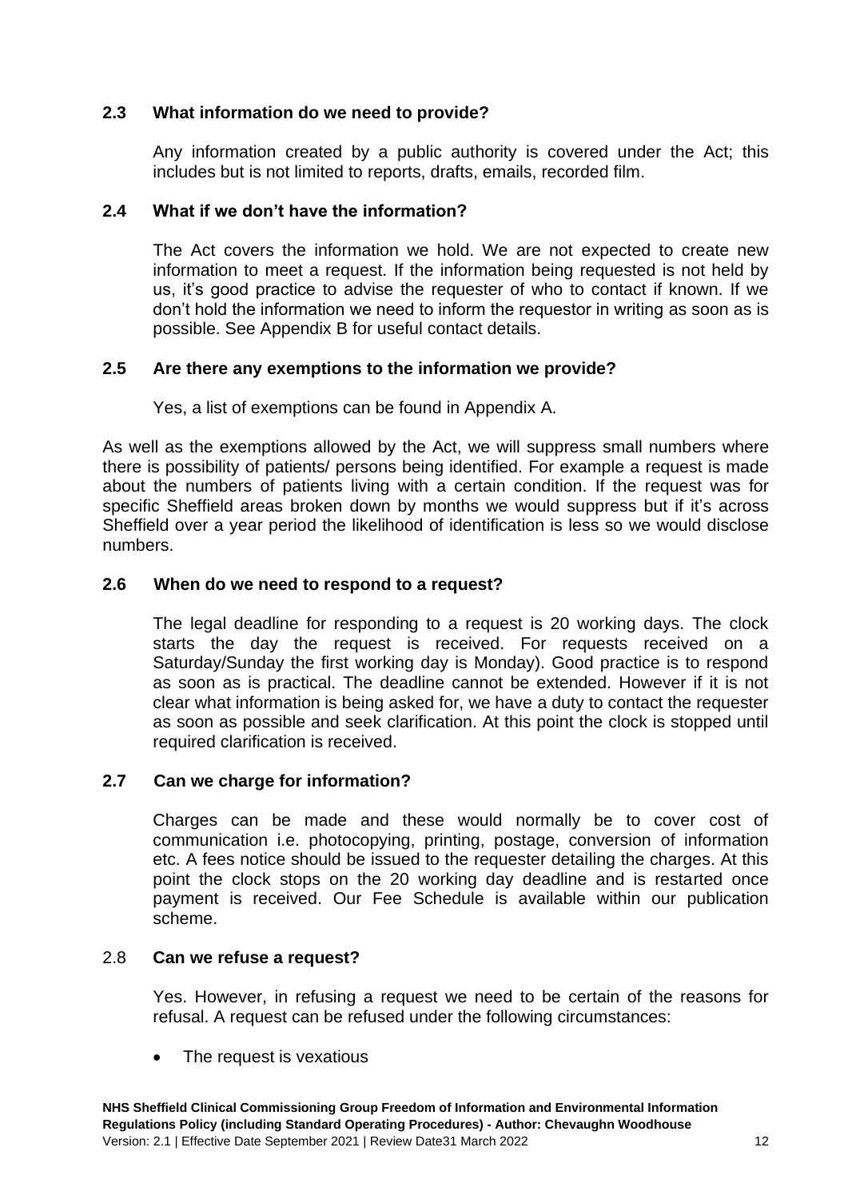### 2.3 What information do we need to provide?

Any information created by a public authority is covered under the Act; this includes but is not limited to reports, drafts, emails, recorded film.

### 2.4 What if we don't have the information?

The Act covers the information we hold. We are not expected to create new information to meet a request. If the information being requested is not held by us, it's good practice to advise the requester of who to contact if known. If we don't hold the information we need to inform the requestor in writing as soon as is possible. See Appendix B for useful contact details.

### 2.5 Are there any exemptions to the information we provide?

Yes, a list of exemptions can be found in Appendix A.

As well as the exemptions allowed by the Act, we will suppress small numbers where there is possibility of patients/ persons being identified. For example a request is made about the numbers of patients living with a certain condition. If the request was for specific Sheffield areas broken down by months we would suppress but if it's across Sheffield over a year period the likelihood of identification is less so we would disclose numbers.

### 2.6 When do we need to respond to a request?

The legal deadline for responding to a request is 20 working days. The clock starts the day the request is received. For requests received on a Saturday/Sunday the first working day is Monday). Good practice is to respond as soon as is practical. The deadline cannot be extended. However if it is not clear what information is being asked for, we have a duty to contact the requester as soon as possible and seek clarification. At this point the clock is stopped until required clarification is received.

### 2.7 Can we charge for information?

Charges can be made and these would normally be to cover cost of communication i.e. photocopying, printing, postage, conversion of information etc. A fees notice should be issued to the requester detailing the charges. At this point the clock stops on the 20 working day deadline and is restarted once payment is received. Our Fee Schedule is available within our publication scheme.

### 2.8 Can we refuse a request?

Yes. However, in refusing a request we need to be certain of the reasons for refusal. A request can be refused under the following circumstances:

- The request is vexatious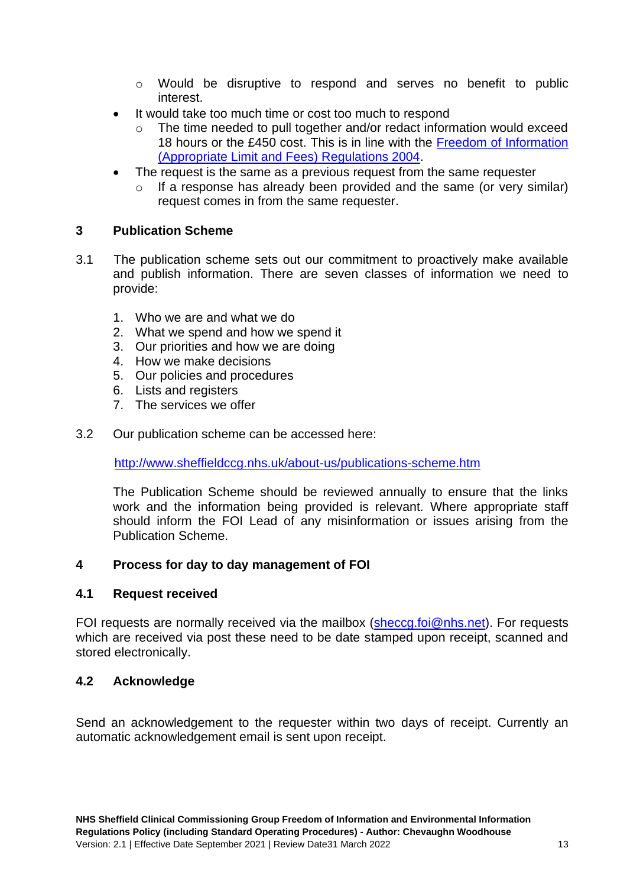- Would be disruptive to respond and serves no benefit to public interest.
- It would take too much time or cost too much to respond
    - The time needed to pull together and/or redact information would exceed 18 hours or the £450 cost. This is in line with the [Freedom of Information (Appropriate Limit and Fees) Regulations 2004](#).
- The request is the same as a previous request from the same requester
    - If a response has already been provided and the same (or very similar) request comes in from the same requester.

## 3 Publication Scheme

3.1 The publication scheme sets out our commitment to proactively make available and publish information. There are seven classes of information we need to provide:

1. Who we are and what we do
2. What we spend and how we spend it
3. Our priorities and how we are doing
4. How we make decisions
5. Our policies and procedures
6. Lists and registers
7. The services we offer

3.2 Our publication scheme can be accessed here:

http://www.sheffieldccg.nhs.uk/about-us/publications-scheme.htm

The Publication Scheme should be reviewed annually to ensure that the links work and the information being provided is relevant. Where appropriate staff should inform the FOI Lead of any misinformation or issues arising from the Publication Scheme.

## 4 Process for day to day management of FOI

### 4.1 Request received

FOI requests are normally received via the mailbox (sheccg.foi@nhs.net). For requests which are received via post these need to be date stamped upon receipt, scanned and stored electronically.

### 4.2 Acknowledge

Send an acknowledgement to the requester within two days of receipt. Currently an automatic acknowledgement email is sent upon receipt.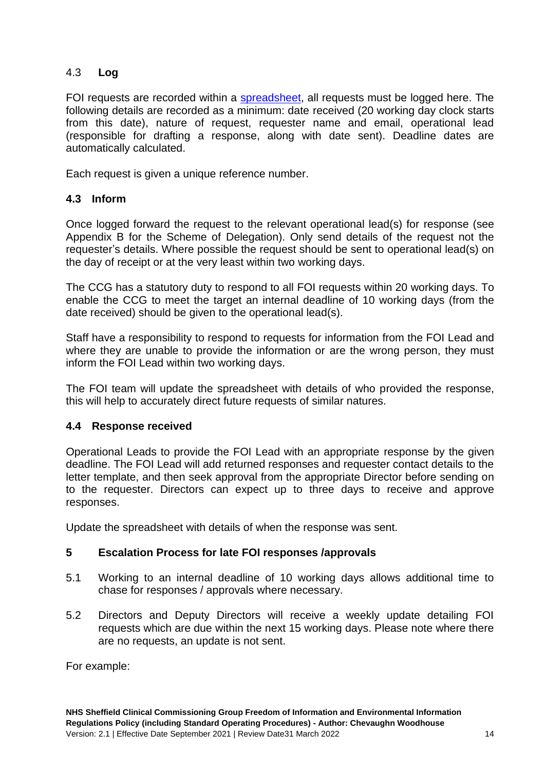### 4.3 **Log**

FOI requests are recorded within a [spreadsheet](), all requests must be logged here. The following details are recorded as a minimum: date received (20 working day clock starts from this date), nature of request, requester name and email, operational lead (responsible for drafting a response, along with date sent). Deadline dates are automatically calculated.

Each request is given a unique reference number.

### 4.3 Inform

Once logged forward the request to the relevant operational lead(s) for response (see Appendix B for the Scheme of Delegation). Only send details of the request not the requester's details. Where possible the request should be sent to operational lead(s) on the day of receipt or at the very least within two working days.

The CCG has a statutory duty to respond to all FOI requests within 20 working days. To enable the CCG to meet the target an internal deadline of 10 working days (from the date received) should be given to the operational lead(s).

Staff have a responsibility to respond to requests for information from the FOI Lead and where they are unable to provide the information or are the wrong person, they must inform the FOI Lead within two working days.

The FOI team will update the spreadsheet with details of who provided the response, this will help to accurately direct future requests of similar natures.

### 4.4 Response received

Operational Leads to provide the FOI Lead with an appropriate response by the given deadline. The FOI Lead will add returned responses and requester contact details to the letter template, and then seek approval from the appropriate Director before sending on to the requester. Directors can expect up to three days to receive and approve responses.

Update the spreadsheet with details of when the response was sent.

## 5 Escalation Process for late FOI responses /approvals

5.1 Working to an internal deadline of 10 working days allows additional time to chase for responses / approvals where necessary.

5.2 Directors and Deputy Directors will receive a weekly update detailing FOI requests which are due within the next 15 working days. Please note where there are no requests, an update is not sent.

For example: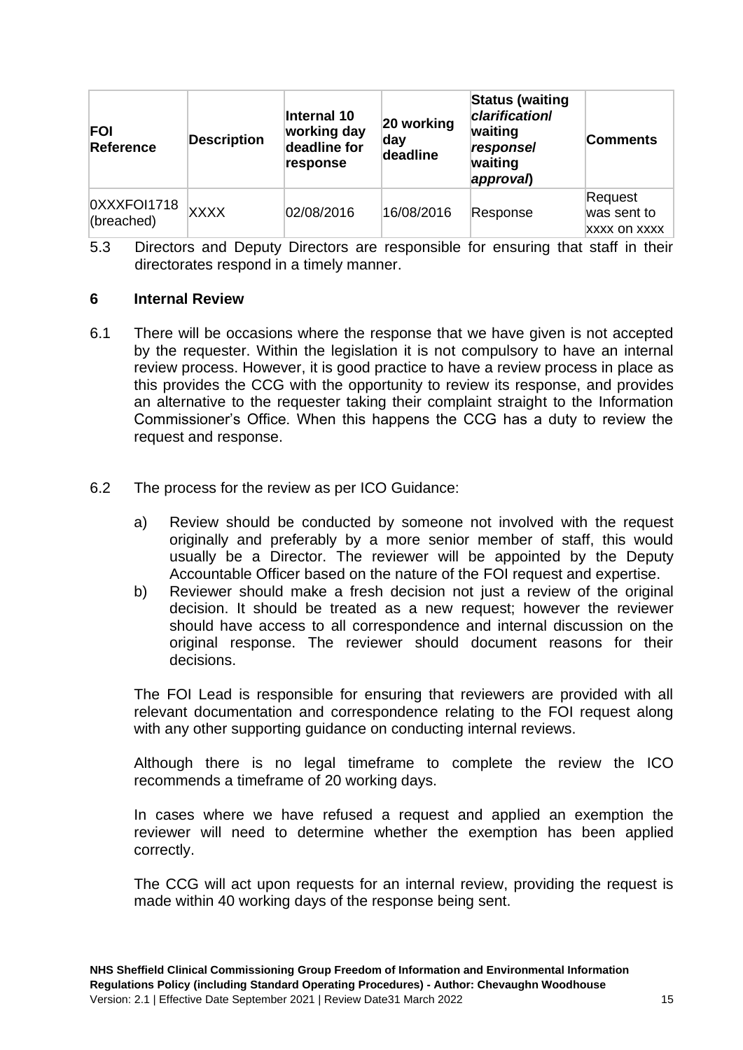| **FOI Reference** | **Description** | **Internal 10 working day deadline for response** | **20 working day deadline** | **Status (waiting *clarification*/ waiting *response*/ waiting *approval*)** | **Comments** |
|---|---|---|---|---|---|
| 0XXXFOI1718 (breached) | XXXX | 02/08/2016 | 16/08/2016 | Response | Request was sent to xxxx on xxxx |

5.3 Directors and Deputy Directors are responsible for ensuring that staff in their directorates respond in a timely manner.

## 6 Internal Review

6.1 There will be occasions where the response that we have given is not accepted by the requester. Within the legislation it is not compulsory to have an internal review process. However, it is good practice to have a review process in place as this provides the CCG with the opportunity to review its response, and provides an alternative to the requester taking their complaint straight to the Information Commissioner's Office. When this happens the CCG has a duty to review the request and response.

6.2 The process for the review as per ICO Guidance:

a) Review should be conducted by someone not involved with the request originally and preferably by a more senior member of staff, this would usually be a Director. The reviewer will be appointed by the Deputy Accountable Officer based on the nature of the FOI request and expertise.

b) Reviewer should make a fresh decision not just a review of the original decision. It should be treated as a new request; however the reviewer should have access to all correspondence and internal discussion on the original response. The reviewer should document reasons for their decisions.

The FOI Lead is responsible for ensuring that reviewers are provided with all relevant documentation and correspondence relating to the FOI request along with any other supporting guidance on conducting internal reviews.

Although there is no legal timeframe to complete the review the ICO recommends a timeframe of 20 working days.

In cases where we have refused a request and applied an exemption the reviewer will need to determine whether the exemption has been applied correctly.

The CCG will act upon requests for an internal review, providing the request is made within 40 working days of the response being sent.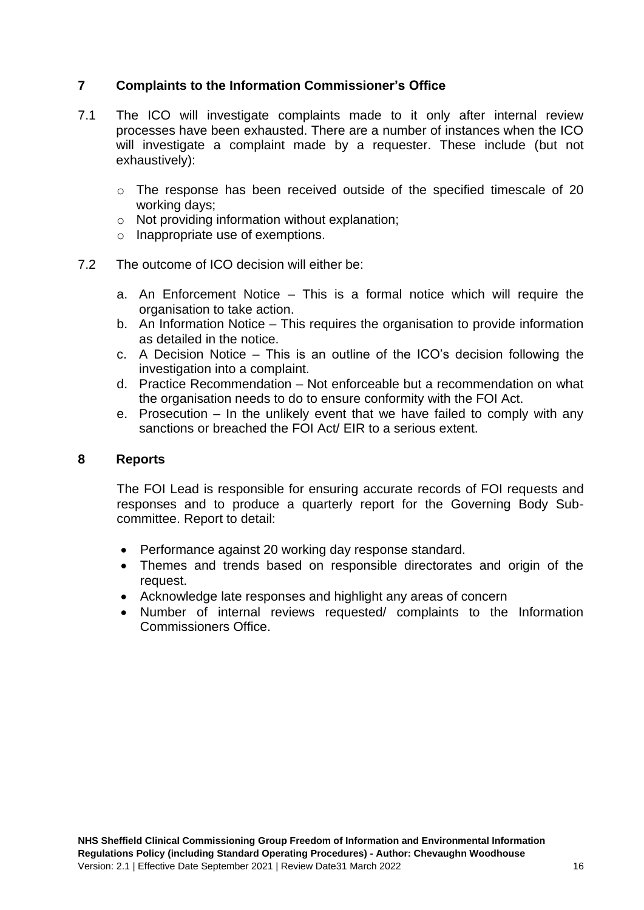## 7 Complaints to the Information Commissioner's Office

7.1 The ICO will investigate complaints made to it only after internal review processes have been exhausted. There are a number of instances when the ICO will investigate a complaint made by a requester. These include (but not exhaustively):

- The response has been received outside of the specified timescale of 20 working days;
- Not providing information without explanation;
- Inappropriate use of exemptions.

7.2 The outcome of ICO decision will either be:

a. An Enforcement Notice – This is a formal notice which will require the organisation to take action.
b. An Information Notice – This requires the organisation to provide information as detailed in the notice.
c. A Decision Notice – This is an outline of the ICO's decision following the investigation into a complaint.
d. Practice Recommendation – Not enforceable but a recommendation on what the organisation needs to do to ensure conformity with the FOI Act.
e. Prosecution – In the unlikely event that we have failed to comply with any sanctions or breached the FOI Act/ EIR to a serious extent.

## 8 Reports

The FOI Lead is responsible for ensuring accurate records of FOI requests and responses and to produce a quarterly report for the Governing Body Sub-committee. Report to detail:

- Performance against 20 working day response standard.
- Themes and trends based on responsible directorates and origin of the request.
- Acknowledge late responses and highlight any areas of concern
- Number of internal reviews requested/ complaints to the Information Commissioners Office.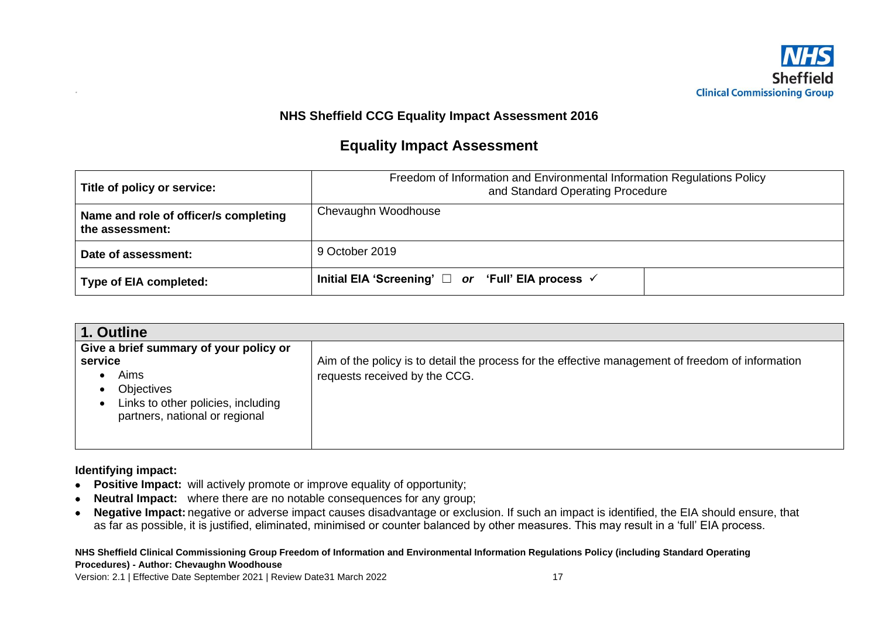NHS Sheffield Clinical Commissioning Group

**NHS Sheffield CCG Equality Impact Assessment 2016**

## Equality Impact Assessment

| | | |
|---|---|---|
| **Title of policy or service:** | Freedom of Information and Environmental Information Regulations Policy and Standard Operating Procedure | |
| **Name and role of officer/s completing the assessment:** | Chevaughn Woodhouse | |
| **Date of assessment:** | 9 October 2019 | |
| **Type of EIA completed:** | **Initial EIA 'Screening'** ☐ ***or*** **'Full' EIA process** ✓ | |

| **1. Outline** | |
|---|---|
| **Give a brief summary of your policy or service**<br>• Aims<br>• Objectives<br>• Links to other policies, including partners, national or regional | Aim of the policy is to detail the process for the effective management of freedom of information requests received by the CCG. |

**Identifying impact:**

- **Positive Impact:** will actively promote or improve equality of opportunity;
- **Neutral Impact:** where there are no notable consequences for any group;
- **Negative Impact:** negative or adverse impact causes disadvantage or exclusion. If such an impact is identified, the EIA should ensure, that as far as possible, it is justified, eliminated, minimised or counter balanced by other measures. This may result in a 'full' EIA process.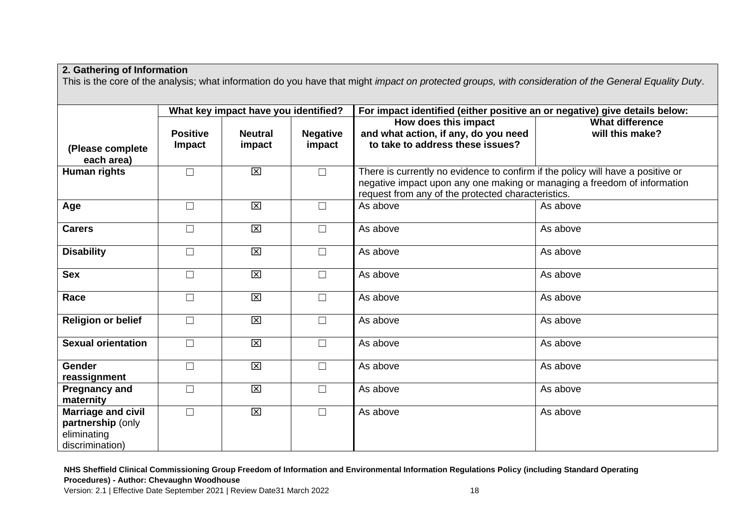**2. Gathering of Information**

This is the core of the analysis; what information do you have that might *impact on protected groups, with consideration of the General Equality Duty*.

| (Please complete each area) | What key impact have you identified? | | | For impact identified (either positive an or negative) give details below: | |
|---|---|---|---|---|---|
| | **Positive Impact** | **Neutral impact** | **Negative impact** | **How does this impact and what action, if any, do you need to take to address these issues?** | **What difference will this make?** |
| **Human rights** | ☐ | ☒ | ☐ | There is currently no evidence to confirm if the policy will have a positive or negative impact upon any one making or managing a freedom of information request from any of the protected characteristics. | |
| **Age** | ☐ | ☒ | ☐ | As above | As above |
| **Carers** | ☐ | ☒ | ☐ | As above | As above |
| **Disability** | ☐ | ☒ | ☐ | As above | As above |
| **Sex** | ☐ | ☒ | ☐ | As above | As above |
| **Race** | ☐ | ☒ | ☐ | As above | As above |
| **Religion or belief** | ☐ | ☒ | ☐ | As above | As above |
| **Sexual orientation** | ☐ | ☒ | ☐ | As above | As above |
| **Gender reassignment** | ☐ | ☒ | ☐ | As above | As above |
| **Pregnancy and maternity** | ☐ | ☒ | ☐ | As above | As above |
| **Marriage and civil partnership** (only eliminating discrimination) | ☐ | ☒ | ☐ | As above | As above |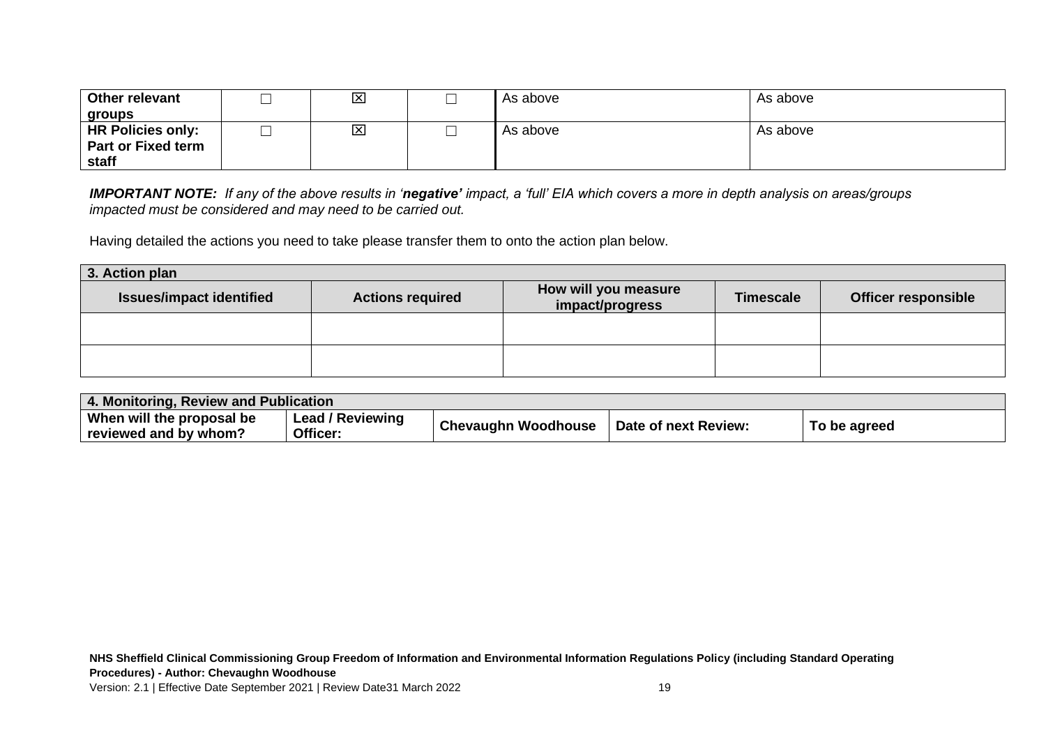| Other relevant groups | ☐ | ☒ | ☐ | As above | As above |
|---|---|---|---|---|---|
| **HR Policies only: Part or Fixed term staff** | ☐ | ☒ | ☐ | As above | As above |

***IMPORTANT NOTE:** If any of the above results in '**negative'** impact, a 'full' EIA which covers a more in depth analysis on areas/groups impacted must be considered and may need to be carried out.*

Having detailed the actions you need to take please transfer them to onto the action plan below.

| **3. Action plan** | | | | |
|---|---|---|---|---|
| **Issues/impact identified** | **Actions required** | **How will you measure impact/progress** | **Timescale** | **Officer responsible** |
| | | | | |
| | | | | |

| **4. Monitoring, Review and Publication** | | | | |
|---|---|---|---|---|
| **When will the proposal be reviewed and by whom?** | **Lead / Reviewing Officer:** | **Chevaughn Woodhouse** | **Date of next Review:** | **To be agreed** |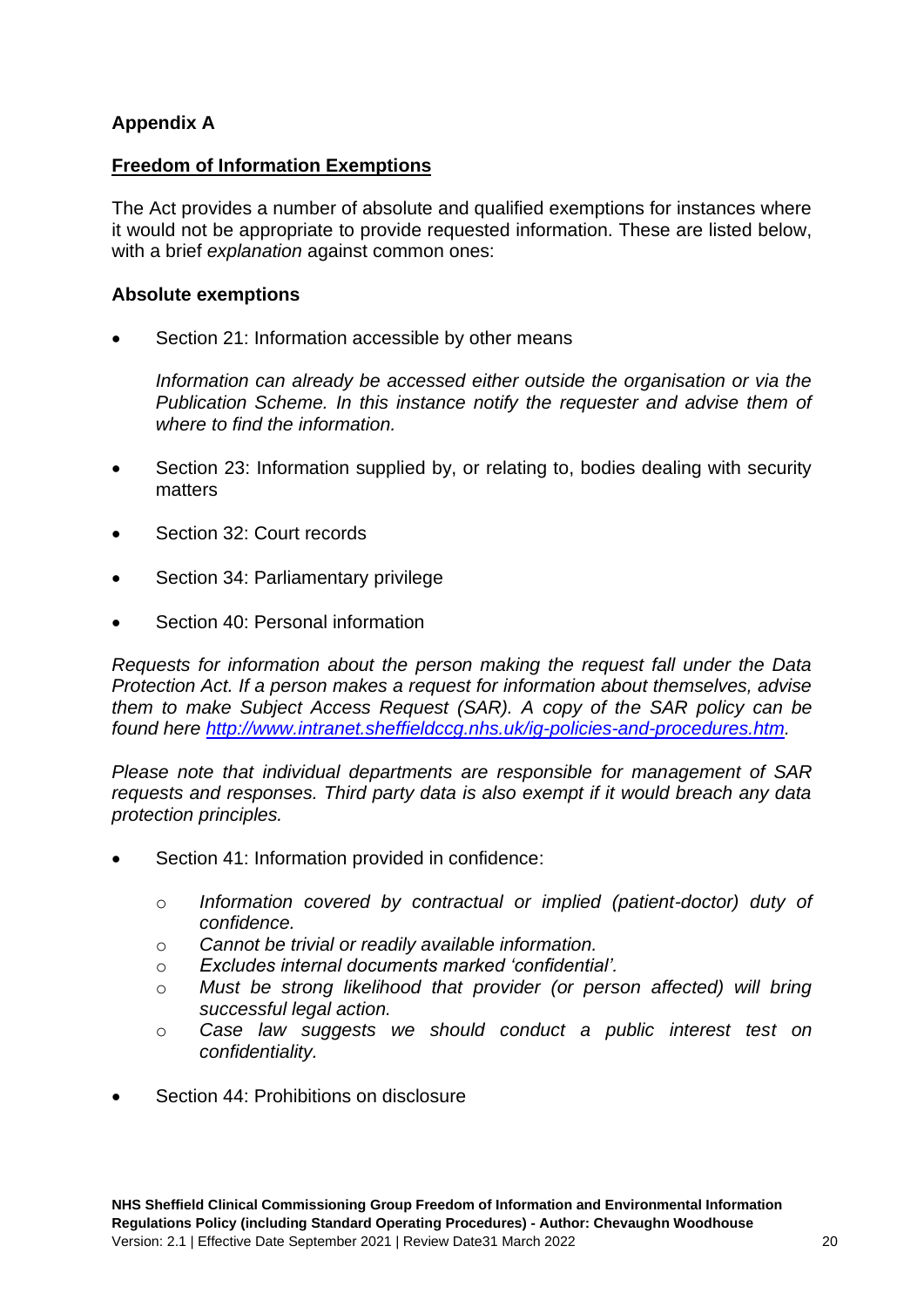## Appendix A

### Freedom of Information Exemptions

The Act provides a number of absolute and qualified exemptions for instances where it would not be appropriate to provide requested information. These are listed below, with a brief *explanation* against common ones:

### Absolute exemptions

- Section 21: Information accessible by other means

  *Information can already be accessed either outside the organisation or via the Publication Scheme. In this instance notify the requester and advise them of where to find the information.*

- Section 23: Information supplied by, or relating to, bodies dealing with security matters
- Section 32: Court records
- Section 34: Parliamentary privilege
- Section 40: Personal information

*Requests for information about the person making the request fall under the Data Protection Act. If a person makes a request for information about themselves, advise them to make Subject Access Request (SAR). A copy of the SAR policy can be found here [http://www.intranet.sheffieldccg.nhs.uk/ig-policies-and-procedures.htm](http://www.intranet.sheffieldccg.nhs.uk/ig-policies-and-procedures.htm).*

*Please note that individual departments are responsible for management of SAR requests and responses. Third party data is also exempt if it would breach any data protection principles.*

- Section 41: Information provided in confidence:
  - *Information covered by contractual or implied (patient-doctor) duty of confidence.*
  - *Cannot be trivial or readily available information.*
  - *Excludes internal documents marked 'confidential'.*
  - *Must be strong likelihood that provider (or person affected) will bring successful legal action.*
  - *Case law suggests we should conduct a public interest test on confidentiality.*
- Section 44: Prohibitions on disclosure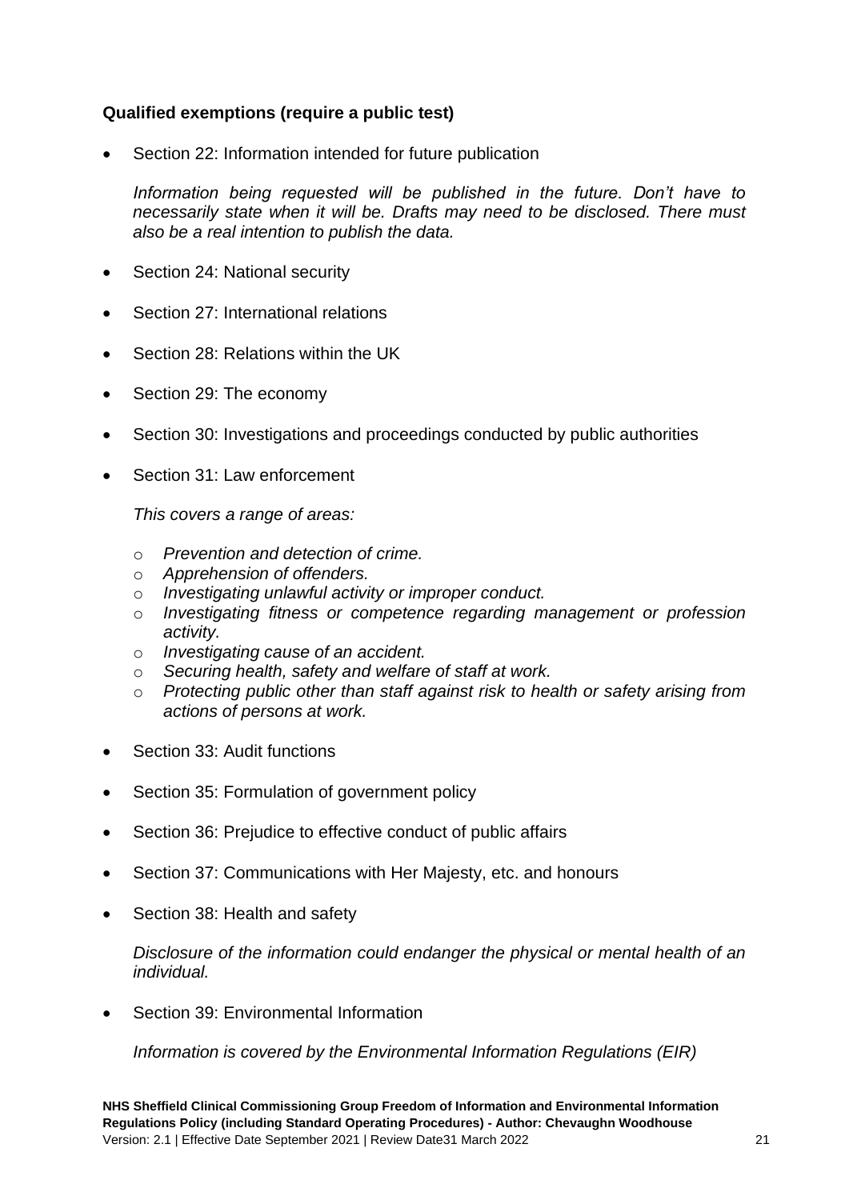**Qualified exemptions (require a public test)**

- Section 22: Information intended for future publication

  *Information being requested will be published in the future. Don't have to necessarily state when it will be. Drafts may need to be disclosed. There must also be a real intention to publish the data.*

- Section 24: National security
- Section 27: International relations
- Section 28: Relations within the UK
- Section 29: The economy
- Section 30: Investigations and proceedings conducted by public authorities
- Section 31: Law enforcement

  *This covers a range of areas:*

  - *Prevention and detection of crime.*
  - *Apprehension of offenders.*
  - *Investigating unlawful activity or improper conduct.*
  - *Investigating fitness or competence regarding management or profession activity.*
  - *Investigating cause of an accident.*
  - *Securing health, safety and welfare of staff at work.*
  - *Protecting public other than staff against risk to health or safety arising from actions of persons at work.*

- Section 33: Audit functions
- Section 35: Formulation of government policy
- Section 36: Prejudice to effective conduct of public affairs
- Section 37: Communications with Her Majesty, etc. and honours
- Section 38: Health and safety

  *Disclosure of the information could endanger the physical or mental health of an individual.*

- Section 39: Environmental Information

  *Information is covered by the Environmental Information Regulations (EIR)*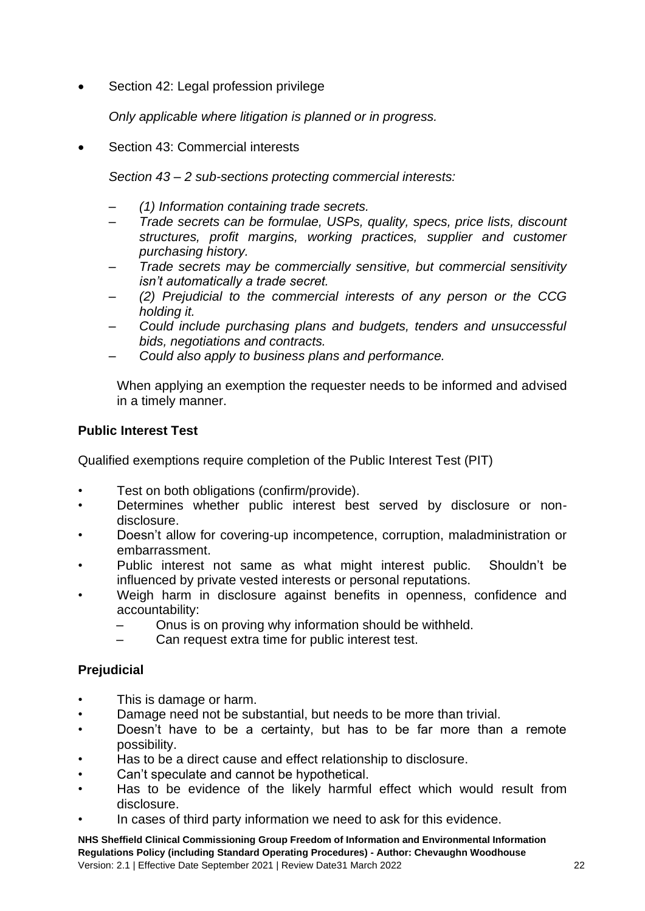- Section 42: Legal profession privilege

  *Only applicable where litigation is planned or in progress.*

- Section 43: Commercial interests

  *Section 43 – 2 sub-sections protecting commercial interests:*

  - *(1) Information containing trade secrets.*
  - *Trade secrets can be formulae, USPs, quality, specs, price lists, discount structures, profit margins, working practices, supplier and customer purchasing history.*
  - *Trade secrets may be commercially sensitive, but commercial sensitivity isn't automatically a trade secret.*
  - *(2) Prejudicial to the commercial interests of any person or the CCG holding it.*
  - *Could include purchasing plans and budgets, tenders and unsuccessful bids, negotiations and contracts.*
  - *Could also apply to business plans and performance.*

  When applying an exemption the requester needs to be informed and advised in a timely manner.

**Public Interest Test**

Qualified exemptions require completion of the Public Interest Test (PIT)

- Test on both obligations (confirm/provide).
- Determines whether public interest best served by disclosure or non-disclosure.
- Doesn't allow for covering-up incompetence, corruption, maladministration or embarrassment.
- Public interest not same as what might interest public. Shouldn't be influenced by private vested interests or personal reputations.
- Weigh harm in disclosure against benefits in openness, confidence and accountability:
  - Onus is on proving why information should be withheld.
  - Can request extra time for public interest test.

**Prejudicial**

- This is damage or harm.
- Damage need not be substantial, but needs to be more than trivial.
- Doesn't have to be a certainty, but has to be far more than a remote possibility.
- Has to be a direct cause and effect relationship to disclosure.
- Can't speculate and cannot be hypothetical.
- Has to be evidence of the likely harmful effect which would result from disclosure.
- In cases of third party information we need to ask for this evidence.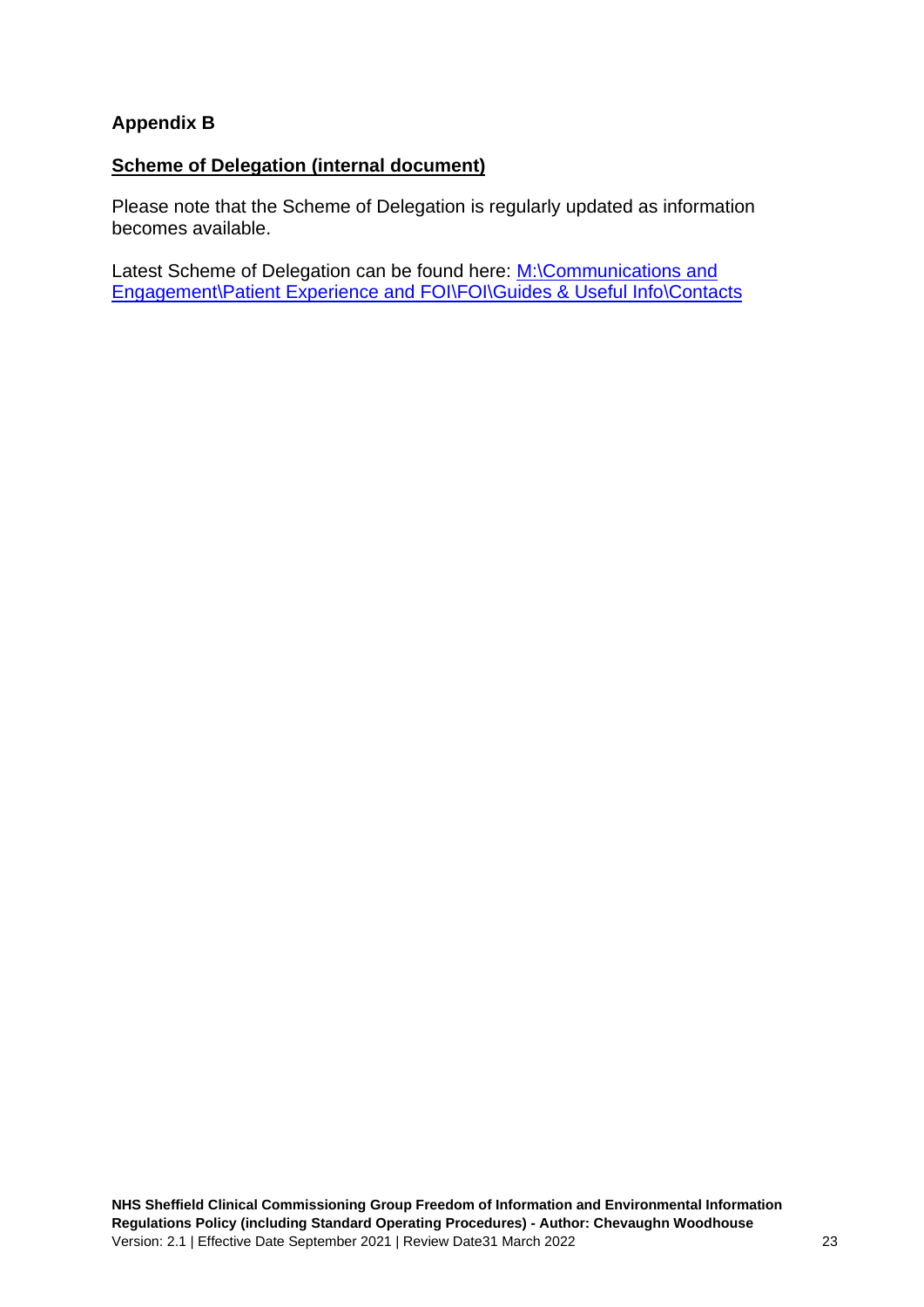**Appendix B**

**Scheme of Delegation (internal document)**

Please note that the Scheme of Delegation is regularly updated as information becomes available.

Latest Scheme of Delegation can be found here: M:\Communications and Engagement\Patient Experience and FOI\FOI\Guides & Useful Info\Contacts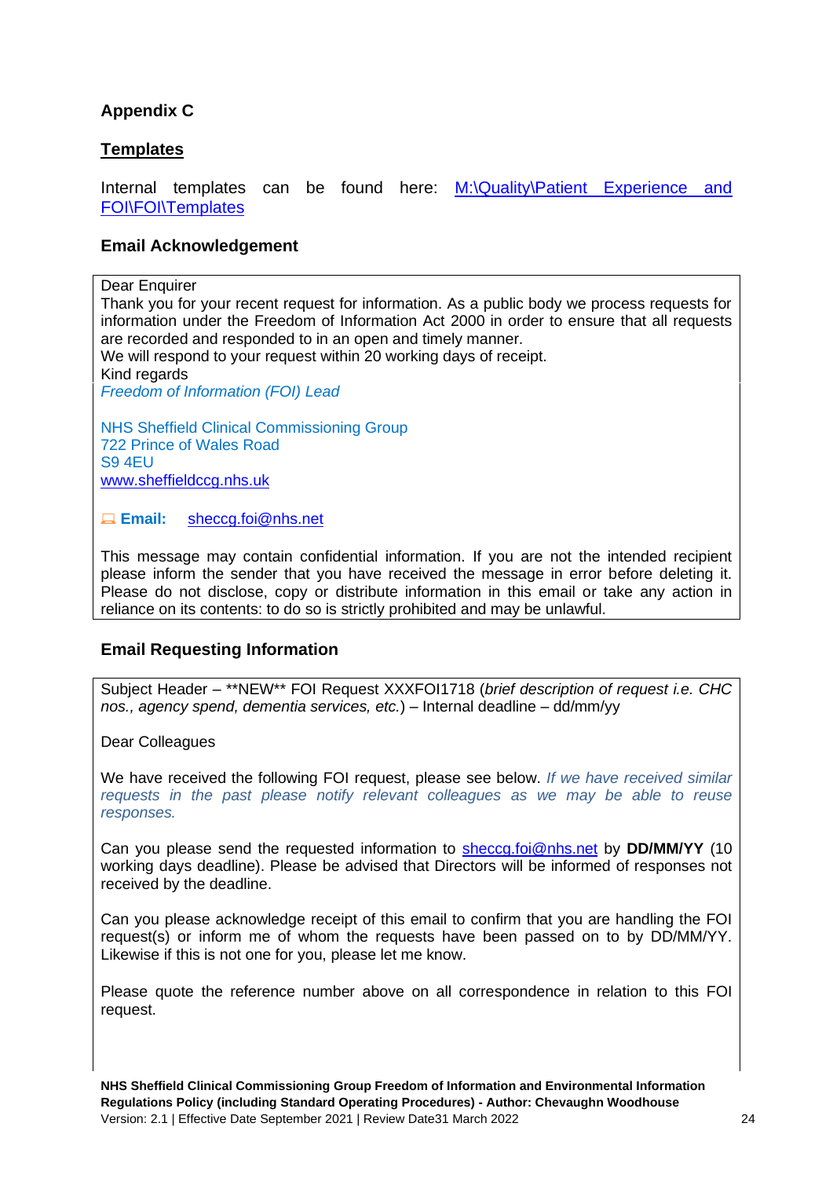## Appendix C

### Templates

Internal templates can be found here: [M:\Quality\Patient Experience and FOI\FOI\Templates](M:\Quality\Patient Experience and FOI\FOI\Templates)

### Email Acknowledgement

> Dear Enquirer
> Thank you for your recent request for information. As a public body we process requests for information under the Freedom of Information Act 2000 in order to ensure that all requests are recorded and responded to in an open and timely manner.
> We will respond to your request within 20 working days of receipt.
> Kind regards
> *Freedom of Information (FOI) Lead*
>
> NHS Sheffield Clinical Commissioning Group
> 722 Prince of Wales Road
> S9 4EU
> [www.sheffieldccg.nhs.uk](www.sheffieldccg.nhs.uk)
>
> **Email:** [sheccg.foi@nhs.net](mailto:sheccg.foi@nhs.net)
>
> This message may contain confidential information. If you are not the intended recipient please inform the sender that you have received the message in error before deleting it. Please do not disclose, copy or distribute information in this email or take any action in reliance on its contents: to do so is strictly prohibited and may be unlawful.

### Email Requesting Information

> Subject Header – **NEW** FOI Request XXXFOI1718 (*brief description of request i.e. CHC nos., agency spend, dementia services, etc.*) – Internal deadline – dd/mm/yy
>
> Dear Colleagues
>
> We have received the following FOI request, please see below. *If we have received similar requests in the past please notify relevant colleagues as we may be able to reuse responses.*
>
> Can you please send the requested information to [sheccg.foi@nhs.net](mailto:sheccg.foi@nhs.net) by **DD/MM/YY** (10 working days deadline). Please be advised that Directors will be informed of responses not received by the deadline.
>
> Can you please acknowledge receipt of this email to confirm that you are handling the FOI request(s) or inform me of whom the requests have been passed on to by DD/MM/YY. Likewise if this is not one for you, please let me know.
>
> Please quote the reference number above on all correspondence in relation to this FOI request.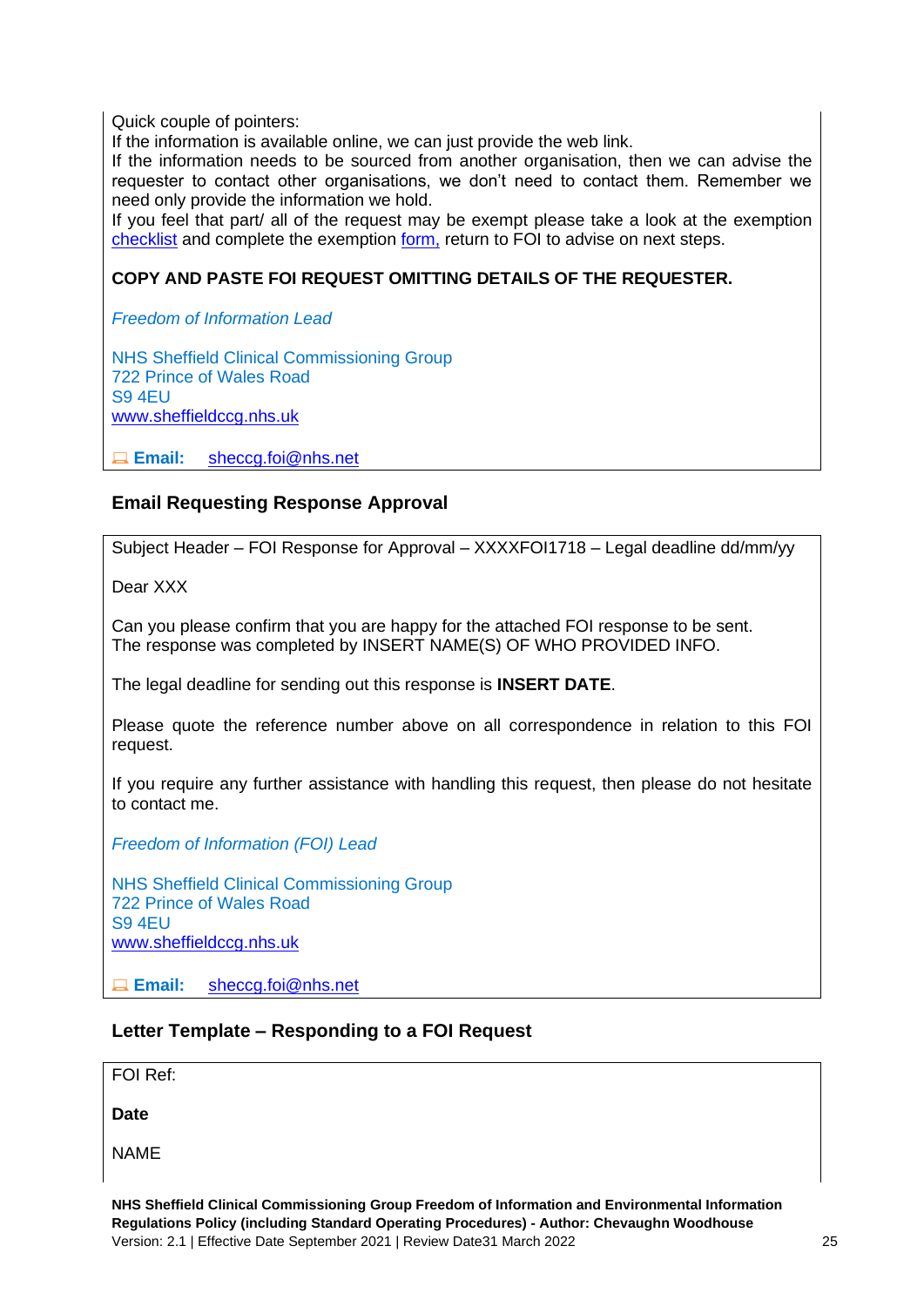Quick couple of pointers:
If the information is available online, we can just provide the web link.
If the information needs to be sourced from another organisation, then we can advise the requester to contact other organisations, we don't need to contact them. Remember we need only provide the information we hold.
If you feel that part/ all of the request may be exempt please take a look at the exemption checklist and complete the exemption form, return to FOI to advise on next steps.

**COPY AND PASTE FOI REQUEST OMITTING DETAILS OF THE REQUESTER.**

*Freedom of Information Lead*

NHS Sheffield Clinical Commissioning Group
722 Prince of Wales Road
S9 4EU
www.sheffieldccg.nhs.uk

**Email:** sheccg.foi@nhs.net

## Email Requesting Response Approval

Subject Header – FOI Response for Approval – XXXXFOI1718 – Legal deadline dd/mm/yy

Dear XXX

Can you please confirm that you are happy for the attached FOI response to be sent.
The response was completed by INSERT NAME(S) OF WHO PROVIDED INFO.

The legal deadline for sending out this response is **INSERT DATE**.

Please quote the reference number above on all correspondence in relation to this FOI request.

If you require any further assistance with handling this request, then please do not hesitate to contact me.

*Freedom of Information (FOI) Lead*

NHS Sheffield Clinical Commissioning Group
722 Prince of Wales Road
S9 4EU
www.sheffieldccg.nhs.uk

**Email:** sheccg.foi@nhs.net

## Letter Template – Responding to a FOI Request

FOI Ref:

**Date**

NAME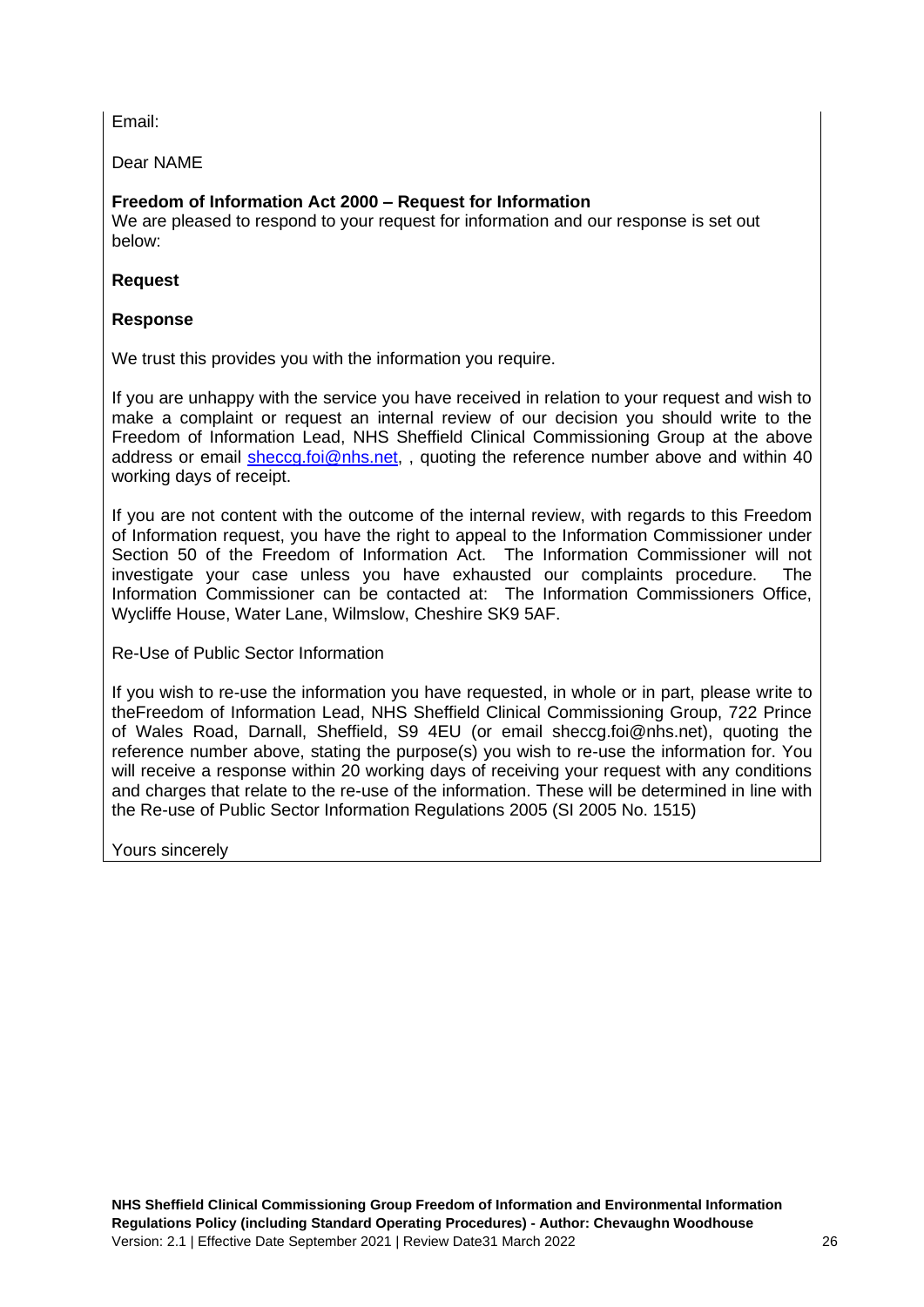Email:

Dear NAME

**Freedom of Information Act 2000 – Request for Information**
We are pleased to respond to your request for information and our response is set out below:

**Request**

**Response**

We trust this provides you with the information you require.

If you are unhappy with the service you have received in relation to your request and wish to make a complaint or request an internal review of our decision you should write to the Freedom of Information Lead, NHS Sheffield Clinical Commissioning Group at the above address or email sheccg.foi@nhs.net, , quoting the reference number above and within 40 working days of receipt.

If you are not content with the outcome of the internal review, with regards to this Freedom of Information request, you have the right to appeal to the Information Commissioner under Section 50 of the Freedom of Information Act. The Information Commissioner will not investigate your case unless you have exhausted our complaints procedure. The Information Commissioner can be contacted at: The Information Commissioners Office, Wycliffe House, Water Lane, Wilmslow, Cheshire SK9 5AF.

Re-Use of Public Sector Information

If you wish to re-use the information you have requested, in whole or in part, please write to theFreedom of Information Lead, NHS Sheffield Clinical Commissioning Group, 722 Prince of Wales Road, Darnall, Sheffield, S9 4EU (or email sheccg.foi@nhs.net), quoting the reference number above, stating the purpose(s) you wish to re-use the information for. You will receive a response within 20 working days of receiving your request with any conditions and charges that relate to the re-use of the information. These will be determined in line with the Re-use of Public Sector Information Regulations 2005 (SI 2005 No. 1515)

Yours sincerely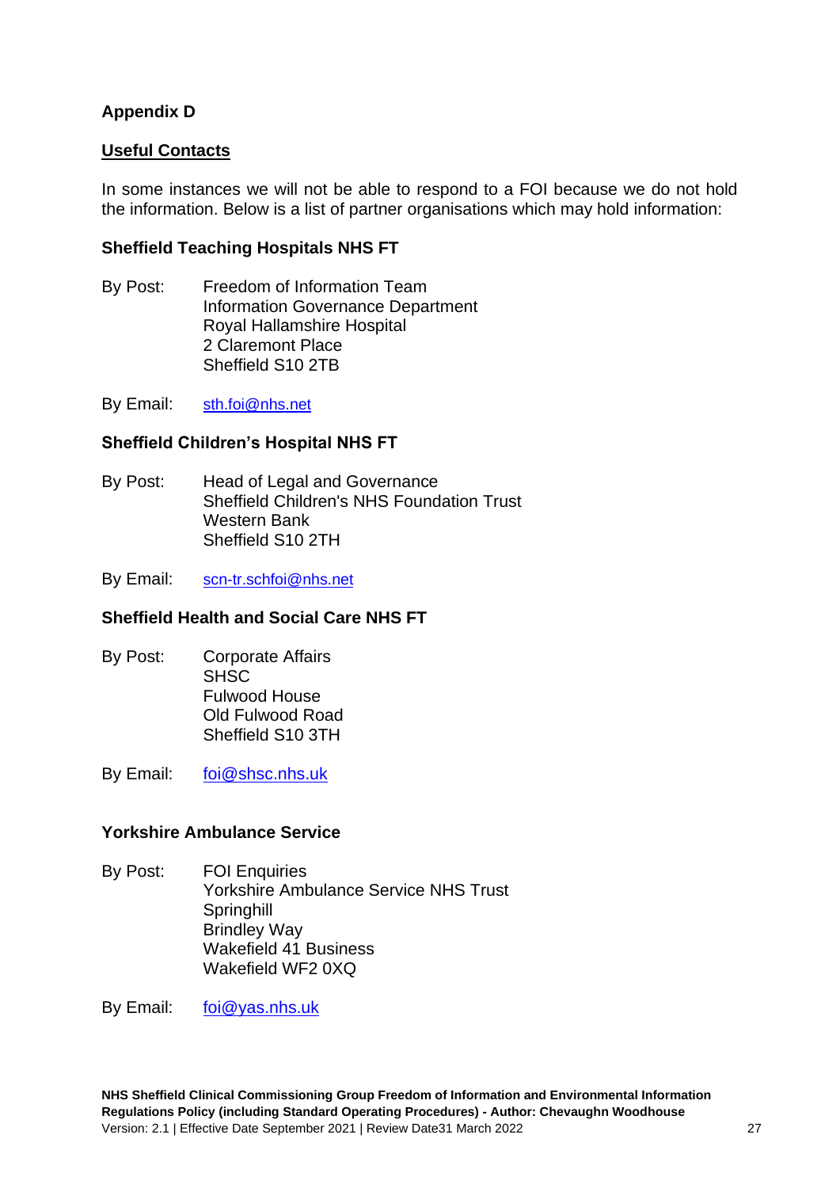## Appendix D

### Useful Contacts

In some instances we will not be able to respond to a FOI because we do not hold the information. Below is a list of partner organisations which may hold information:

**Sheffield Teaching Hospitals NHS FT**

By Post: Freedom of Information Team
Information Governance Department
Royal Hallamshire Hospital
2 Claremont Place
Sheffield S10 2TB

By Email: sth.foi@nhs.net

**Sheffield Children's Hospital NHS FT**

By Post: Head of Legal and Governance
Sheffield Children's NHS Foundation Trust
Western Bank
Sheffield S10 2TH

By Email: scn-tr.schfoi@nhs.net

**Sheffield Health and Social Care NHS FT**

By Post: Corporate Affairs
SHSC
Fulwood House
Old Fulwood Road
Sheffield S10 3TH

By Email: foi@shsc.nhs.uk

**Yorkshire Ambulance Service**

By Post: FOI Enquiries
Yorkshire Ambulance Service NHS Trust
Springhill
Brindley Way
Wakefield 41 Business
Wakefield WF2 0XQ

By Email: foi@yas.nhs.uk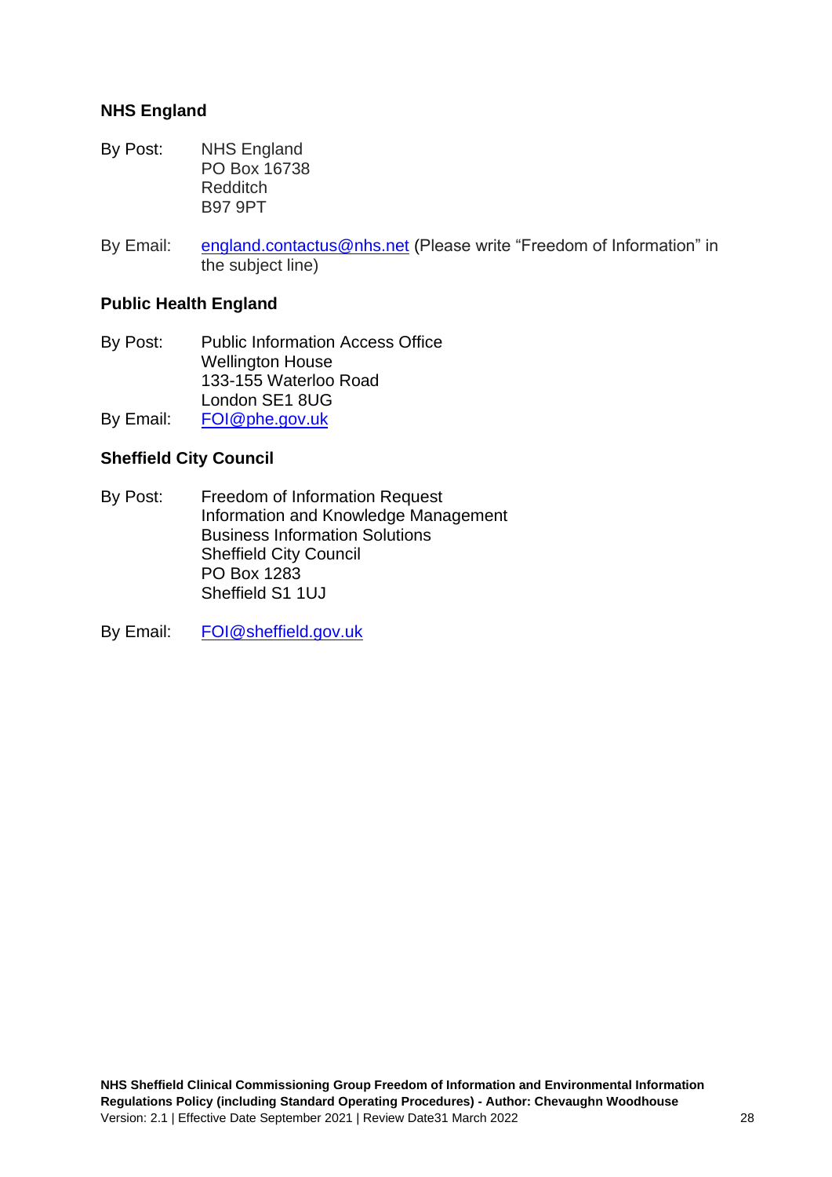**NHS England**

By Post: NHS England
PO Box 16738
Redditch
B97 9PT

By Email: england.contactus@nhs.net (Please write “Freedom of Information” in the subject line)

**Public Health England**

By Post: Public Information Access Office
Wellington House
133-155 Waterloo Road
London SE1 8UG

By Email: FOI@phe.gov.uk

**Sheffield City Council**

By Post: Freedom of Information Request
Information and Knowledge Management
Business Information Solutions
Sheffield City Council
PO Box 1283
Sheffield S1 1UJ

By Email: FOI@sheffield.gov.uk